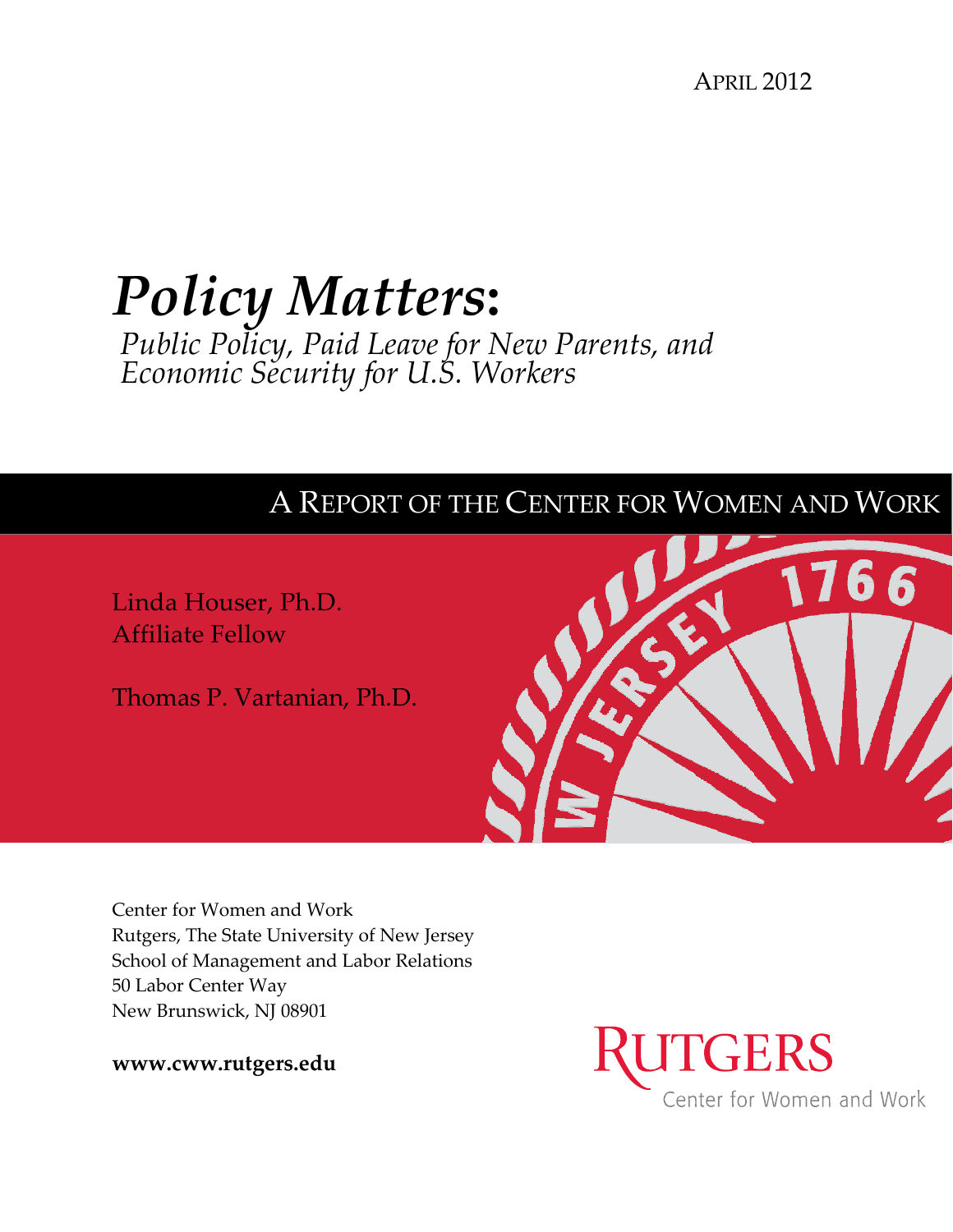APRIL 2012

# *Policy Matters*:

## *Public Policy, Paid Leave for New Parents, and Economic Security for U.S. Workers*

A REPORT OF THE CENTER FOR WOMEN AND WORK

Linda Houser, Ph.D.
Affiliate Fellow

Thomas P. Vartanian, Ph.D.

Center for Women and Work
Rutgers, The State University of New Jersey
School of Management and Labor Relations
50 Labor Center Way
New Brunswick, NJ 08901

**www.cww.rutgers.edu**

RUTGERS
Center for Women and Work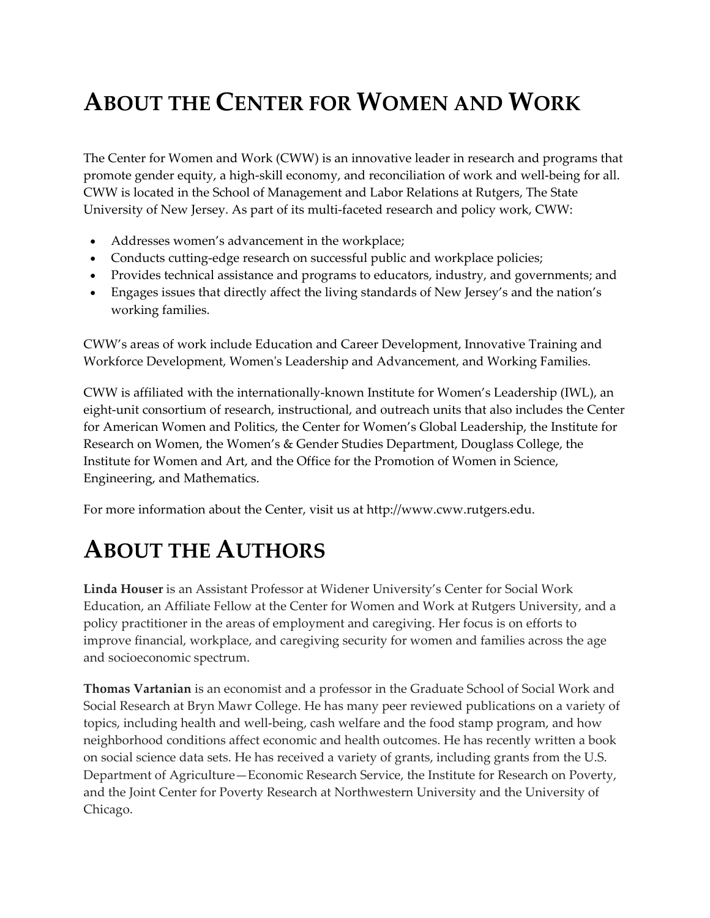# About the Center for Women and Work

The Center for Women and Work (CWW) is an innovative leader in research and programs that promote gender equity, a high-skill economy, and reconciliation of work and well-being for all. CWW is located in the School of Management and Labor Relations at Rutgers, The State University of New Jersey. As part of its multi-faceted research and policy work, CWW:

- Addresses women's advancement in the workplace;
- Conducts cutting-edge research on successful public and workplace policies;
- Provides technical assistance and programs to educators, industry, and governments; and
- Engages issues that directly affect the living standards of New Jersey's and the nation's working families.

CWW's areas of work include Education and Career Development, Innovative Training and Workforce Development, Women's Leadership and Advancement, and Working Families.

CWW is affiliated with the internationally-known Institute for Women's Leadership (IWL), an eight-unit consortium of research, instructional, and outreach units that also includes the Center for American Women and Politics, the Center for Women's Global Leadership, the Institute for Research on Women, the Women's & Gender Studies Department, Douglass College, the Institute for Women and Art, and the Office for the Promotion of Women in Science, Engineering, and Mathematics.

For more information about the Center, visit us at http://www.cww.rutgers.edu.

# About the Authors

**Linda Houser** is an Assistant Professor at Widener University's Center for Social Work Education, an Affiliate Fellow at the Center for Women and Work at Rutgers University, and a policy practitioner in the areas of employment and caregiving. Her focus is on efforts to improve financial, workplace, and caregiving security for women and families across the age and socioeconomic spectrum.

**Thomas Vartanian** is an economist and a professor in the Graduate School of Social Work and Social Research at Bryn Mawr College. He has many peer reviewed publications on a variety of topics, including health and well-being, cash welfare and the food stamp program, and how neighborhood conditions affect economic and health outcomes. He has recently written a book on social science data sets. He has received a variety of grants, including grants from the U.S. Department of Agriculture—Economic Research Service, the Institute for Research on Poverty, and the Joint Center for Poverty Research at Northwestern University and the University of Chicago.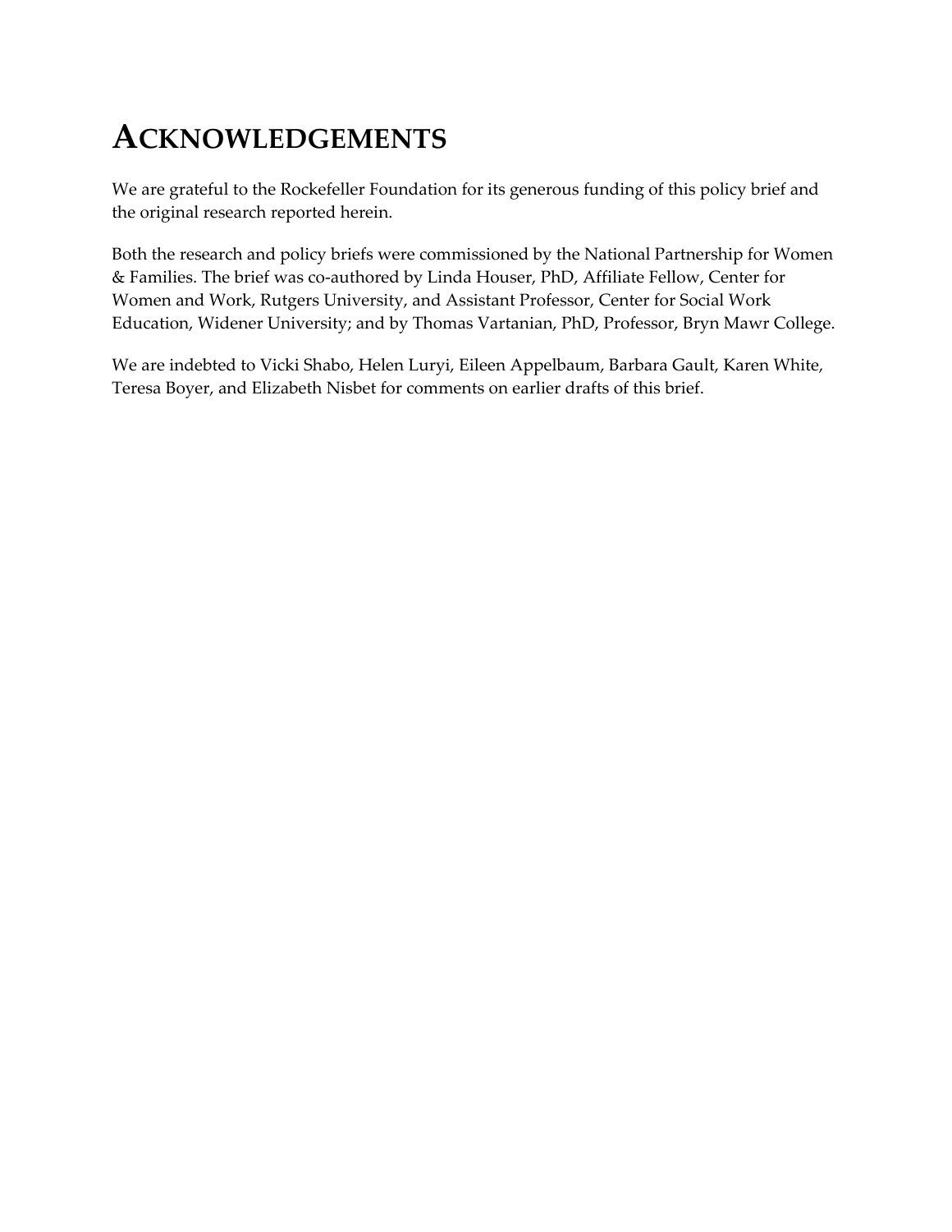# ACKNOWLEDGEMENTS

We are grateful to the Rockefeller Foundation for its generous funding of this policy brief and the original research reported herein.

Both the research and policy briefs were commissioned by the National Partnership for Women & Families. The brief was co-authored by Linda Houser, PhD, Affiliate Fellow, Center for Women and Work, Rutgers University, and Assistant Professor, Center for Social Work Education, Widener University; and by Thomas Vartanian, PhD, Professor, Bryn Mawr College.

We are indebted to Vicki Shabo, Helen Luryi, Eileen Appelbaum, Barbara Gault, Karen White, Teresa Boyer, and Elizabeth Nisbet for comments on earlier drafts of this brief.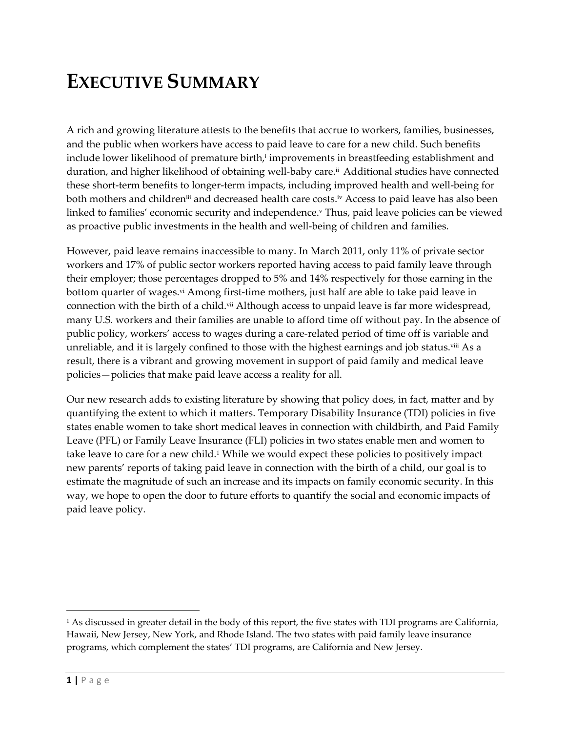# EXECUTIVE SUMMARY

A rich and growing literature attests to the benefits that accrue to workers, families, businesses, and the public when workers have access to paid leave to care for a new child. Such benefits include lower likelihood of premature birth,[i] improvements in breastfeeding establishment and duration, and higher likelihood of obtaining well-baby care.[ii] Additional studies have connected these short-term benefits to longer-term impacts, including improved health and well-being for both mothers and children[iii] and decreased health care costs.[iv] Access to paid leave has also been linked to families' economic security and independence.[v] Thus, paid leave policies can be viewed as proactive public investments in the health and well-being of children and families.

However, paid leave remains inaccessible to many. In March 2011, only 11% of private sector workers and 17% of public sector workers reported having access to paid family leave through their employer; those percentages dropped to 5% and 14% respectively for those earning in the bottom quarter of wages.[vi] Among first-time mothers, just half are able to take paid leave in connection with the birth of a child.[vii] Although access to unpaid leave is far more widespread, many U.S. workers and their families are unable to afford time off without pay. In the absence of public policy, workers' access to wages during a care-related period of time off is variable and unreliable, and it is largely confined to those with the highest earnings and job status.[viii] As a result, there is a vibrant and growing movement in support of paid family and medical leave policies—policies that make paid leave access a reality for all.

Our new research adds to existing literature by showing that policy does, in fact, matter and by quantifying the extent to which it matters. Temporary Disability Insurance (TDI) policies in five states enable women to take short medical leaves in connection with childbirth, and Paid Family Leave (PFL) or Family Leave Insurance (FLI) policies in two states enable men and women to take leave to care for a new child.[1] While we would expect these policies to positively impact new parents' reports of taking paid leave in connection with the birth of a child, our goal is to estimate the magnitude of such an increase and its impacts on family economic security. In this way, we hope to open the door to future efforts to quantify the social and economic impacts of paid leave policy.

[1] As discussed in greater detail in the body of this report, the five states with TDI programs are California, Hawaii, New Jersey, New York, and Rhode Island. The two states with paid family leave insurance programs, which complement the states' TDI programs, are California and New Jersey.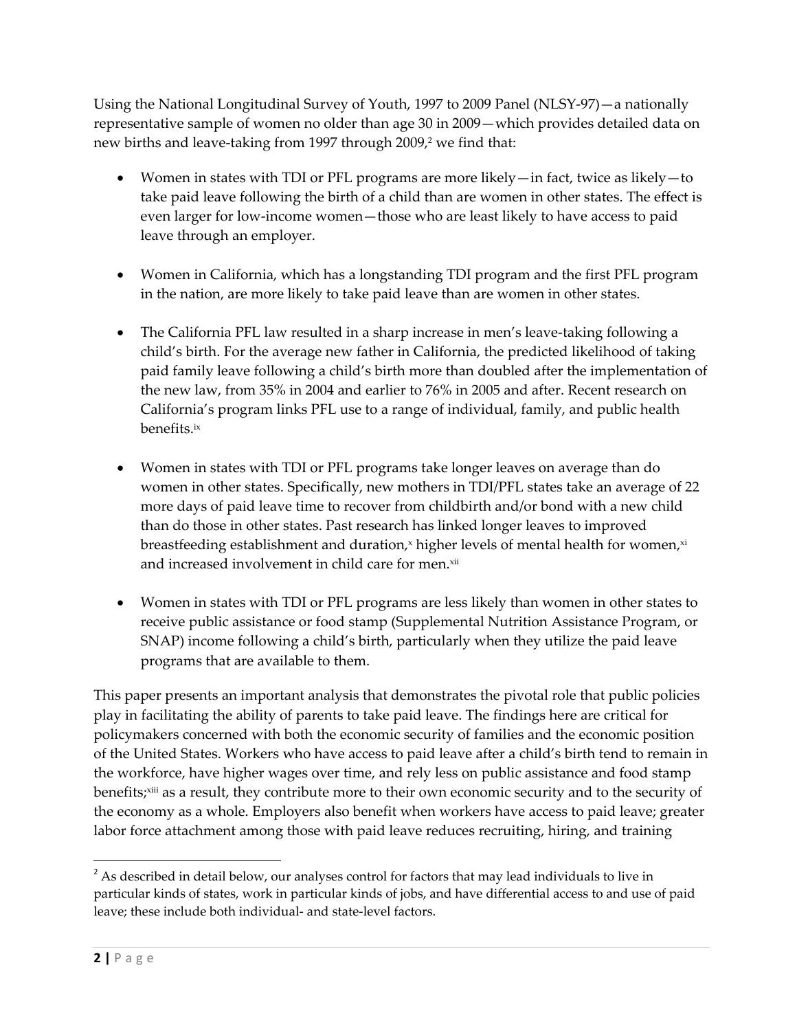Using the National Longitudinal Survey of Youth, 1997 to 2009 Panel (NLSY-97)—a nationally representative sample of women no older than age 30 in 2009—which provides detailed data on new births and leave-taking from 1997 through 2009,[2] we find that:

- Women in states with TDI or PFL programs are more likely—in fact, twice as likely—to take paid leave following the birth of a child than are women in other states. The effect is even larger for low-income women—those who are least likely to have access to paid leave through an employer.

- Women in California, which has a longstanding TDI program and the first PFL program in the nation, are more likely to take paid leave than are women in other states.

- The California PFL law resulted in a sharp increase in men's leave-taking following a child's birth. For the average new father in California, the predicted likelihood of taking paid family leave following a child's birth more than doubled after the implementation of the new law, from 35% in 2004 and earlier to 76% in 2005 and after. Recent research on California's program links PFL use to a range of individual, family, and public health benefits.[ix]

- Women in states with TDI or PFL programs take longer leaves on average than do women in other states. Specifically, new mothers in TDI/PFL states take an average of 22 more days of paid leave time to recover from childbirth and/or bond with a new child than do those in other states. Past research has linked longer leaves to improved breastfeeding establishment and duration,[x] higher levels of mental health for women,[xi] and increased involvement in child care for men.[xii]

- Women in states with TDI or PFL programs are less likely than women in other states to receive public assistance or food stamp (Supplemental Nutrition Assistance Program, or SNAP) income following a child's birth, particularly when they utilize the paid leave programs that are available to them.

This paper presents an important analysis that demonstrates the pivotal role that public policies play in facilitating the ability of parents to take paid leave. The findings here are critical for policymakers concerned with both the economic security of families and the economic position of the United States. Workers who have access to paid leave after a child's birth tend to remain in the workforce, have higher wages over time, and rely less on public assistance and food stamp benefits;[xiii] as a result, they contribute more to their own economic security and to the security of the economy as a whole. Employers also benefit when workers have access to paid leave; greater labor force attachment among those with paid leave reduces recruiting, hiring, and training

---

[2] As described in detail below, our analyses control for factors that may lead individuals to live in particular kinds of states, work in particular kinds of jobs, and have differential access to and use of paid leave; these include both individual- and state-level factors.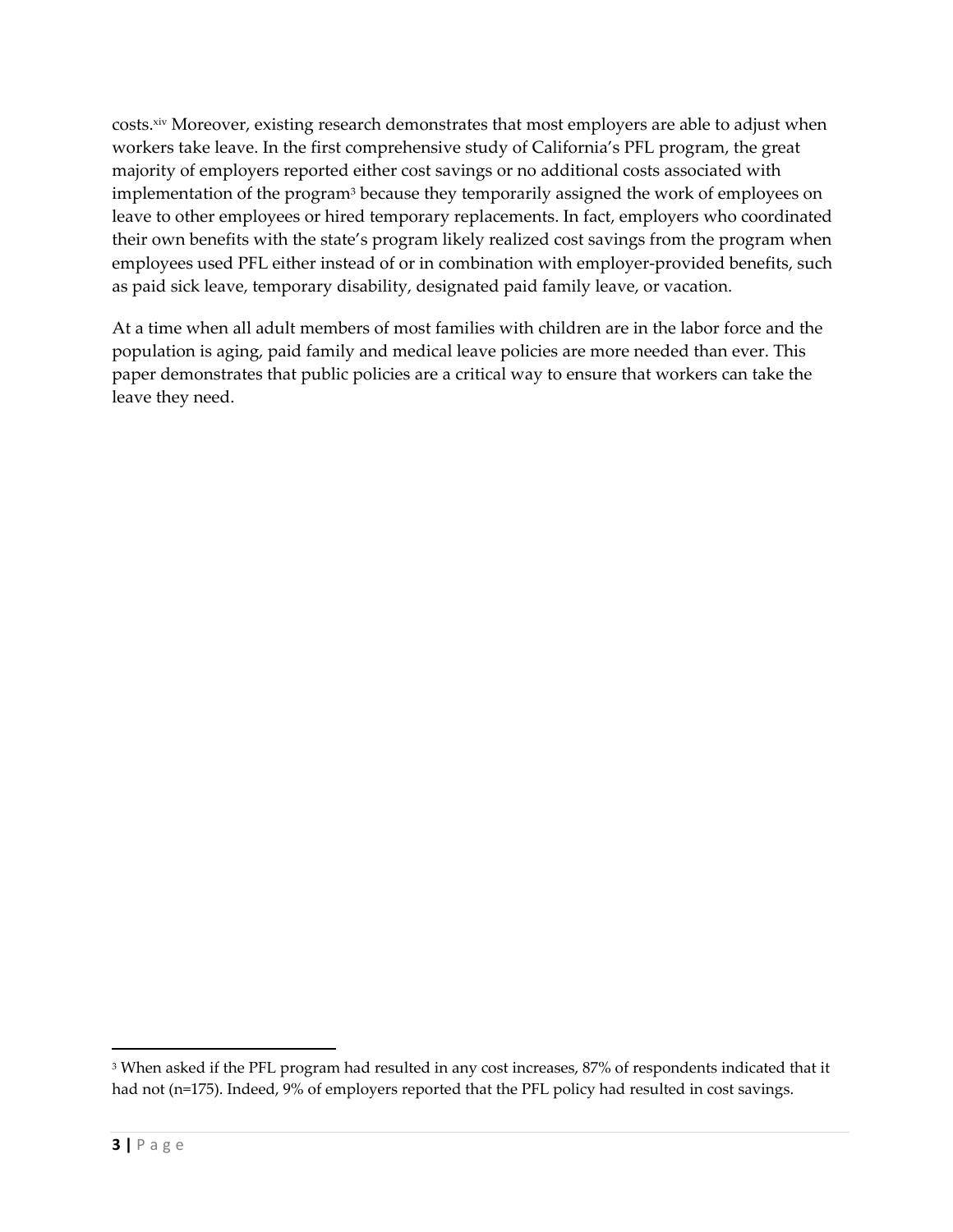costs.[xiv] Moreover, existing research demonstrates that most employers are able to adjust when workers take leave. In the first comprehensive study of California's PFL program, the great majority of employers reported either cost savings or no additional costs associated with implementation of the program[3] because they temporarily assigned the work of employees on leave to other employees or hired temporary replacements. In fact, employers who coordinated their own benefits with the state's program likely realized cost savings from the program when employees used PFL either instead of or in combination with employer-provided benefits, such as paid sick leave, temporary disability, designated paid family leave, or vacation.

At a time when all adult members of most families with children are in the labor force and the population is aging, paid family and medical leave policies are more needed than ever. This paper demonstrates that public policies are a critical way to ensure that workers can take the leave they need.

---

[3] When asked if the PFL program had resulted in any cost increases, 87% of respondents indicated that it had not (n=175). Indeed, 9% of employers reported that the PFL policy had resulted in cost savings.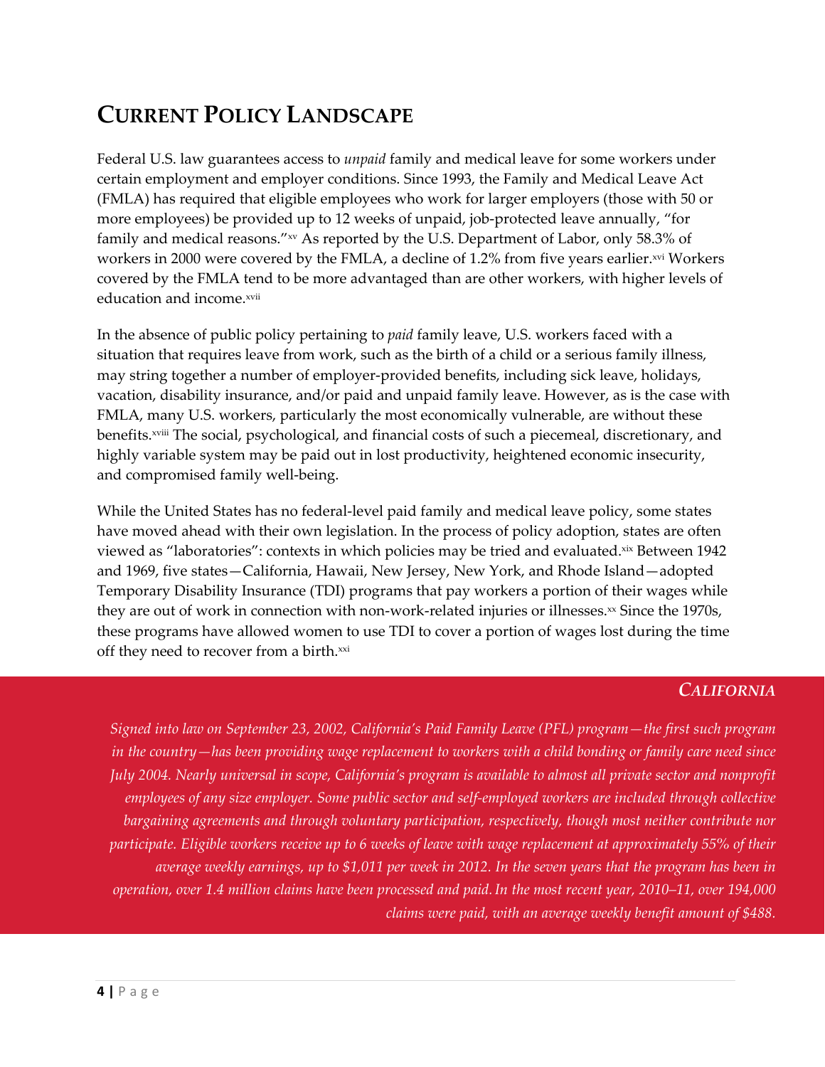# Current Policy Landscape

Federal U.S. law guarantees access to *unpaid* family and medical leave for some workers under certain employment and employer conditions. Since 1993, the Family and Medical Leave Act (FMLA) has required that eligible employees who work for larger employers (those with 50 or more employees) be provided up to 12 weeks of unpaid, job-protected leave annually, "for family and medical reasons."[xv] As reported by the U.S. Department of Labor, only 58.3% of workers in 2000 were covered by the FMLA, a decline of 1.2% from five years earlier.[xvi] Workers covered by the FMLA tend to be more advantaged than are other workers, with higher levels of education and income.[xvii]

In the absence of public policy pertaining to *paid* family leave, U.S. workers faced with a situation that requires leave from work, such as the birth of a child or a serious family illness, may string together a number of employer-provided benefits, including sick leave, holidays, vacation, disability insurance, and/or paid and unpaid family leave. However, as is the case with FMLA, many U.S. workers, particularly the most economically vulnerable, are without these benefits.[xviii] The social, psychological, and financial costs of such a piecemeal, discretionary, and highly variable system may be paid out in lost productivity, heightened economic insecurity, and compromised family well-being.

While the United States has no federal-level paid family and medical leave policy, some states have moved ahead with their own legislation. In the process of policy adoption, states are often viewed as "laboratories": contexts in which policies may be tried and evaluated.[xix] Between 1942 and 1969, five states—California, Hawaii, New Jersey, New York, and Rhode Island—adopted Temporary Disability Insurance (TDI) programs that pay workers a portion of their wages while they are out of work in connection with non-work-related injuries or illnesses.[xx] Since the 1970s, these programs have allowed women to use TDI to cover a portion of wages lost during the time off they need to recover from a birth.[xxi]

### *California*

*Signed into law on September 23, 2002, California's Paid Family Leave (PFL) program—the first such program in the country—has been providing wage replacement to workers with a child bonding or family care need since July 2004. Nearly universal in scope, California's program is available to almost all private sector and nonprofit employees of any size employer. Some public sector and self-employed workers are included through collective bargaining agreements and through voluntary participation, respectively, though most neither contribute nor participate. Eligible workers receive up to 6 weeks of leave with wage replacement at approximately 55% of their average weekly earnings, up to $1,011 per week in 2012. In the seven years that the program has been in operation, over 1.4 million claims have been processed and paid. In the most recent year, 2010–11, over 194,000 claims were paid, with an average weekly benefit amount of $488.*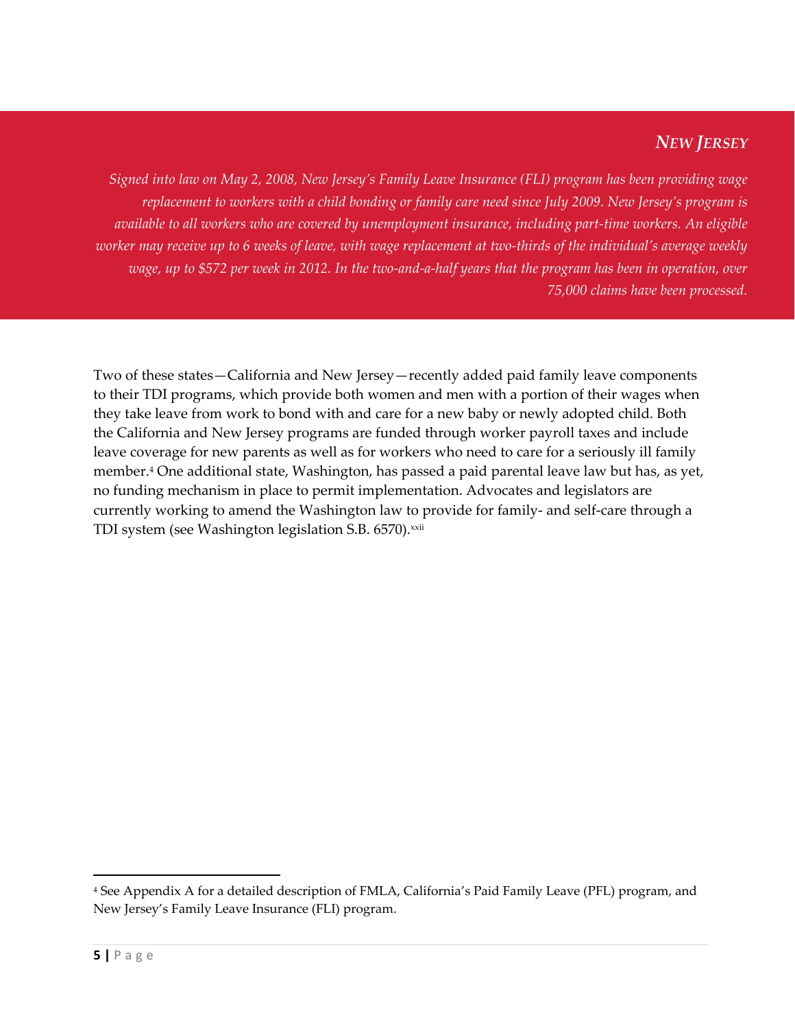### *NEW JERSEY*

*Signed into law on May 2, 2008, New Jersey's Family Leave Insurance (FLI) program has been providing wage replacement to workers with a child bonding or family care need since July 2009. New Jersey's program is available to all workers who are covered by unemployment insurance, including part-time workers. An eligible worker may receive up to 6 weeks of leave, with wage replacement at two-thirds of the individual's average weekly wage, up to $572 per week in 2012. In the two-and-a-half years that the program has been in operation, over 75,000 claims have been processed.*

Two of these states—California and New Jersey—recently added paid family leave components to their TDI programs, which provide both women and men with a portion of their wages when they take leave from work to bond with and care for a new baby or newly adopted child. Both the California and New Jersey programs are funded through worker payroll taxes and include leave coverage for new parents as well as for workers who need to care for a seriously ill family member.[4] One additional state, Washington, has passed a paid parental leave law but has, as yet, no funding mechanism in place to permit implementation. Advocates and legislators are currently working to amend the Washington law to provide for family- and self-care through a TDI system (see Washington legislation S.B. 6570).[xxii]

[4] See Appendix A for a detailed description of FMLA, California's Paid Family Leave (PFL) program, and New Jersey's Family Leave Insurance (FLI) program.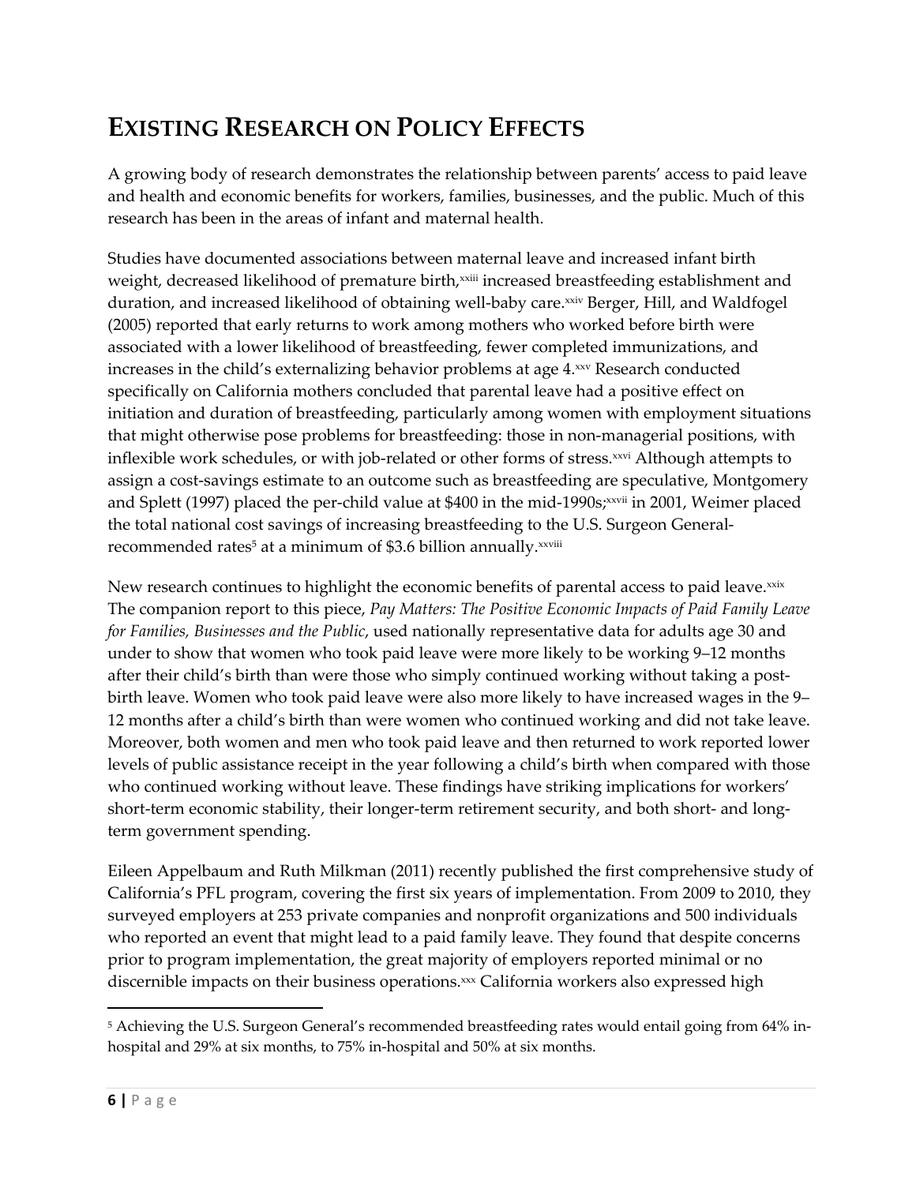# EXISTING RESEARCH ON POLICY EFFECTS

A growing body of research demonstrates the relationship between parents' access to paid leave and health and economic benefits for workers, families, businesses, and the public. Much of this research has been in the areas of infant and maternal health.

Studies have documented associations between maternal leave and increased infant birth weight, decreased likelihood of premature birth,[xxiii] increased breastfeeding establishment and duration, and increased likelihood of obtaining well-baby care.[xxiv] Berger, Hill, and Waldfogel (2005) reported that early returns to work among mothers who worked before birth were associated with a lower likelihood of breastfeeding, fewer completed immunizations, and increases in the child's externalizing behavior problems at age 4.[xxv] Research conducted specifically on California mothers concluded that parental leave had a positive effect on initiation and duration of breastfeeding, particularly among women with employment situations that might otherwise pose problems for breastfeeding: those in non-managerial positions, with inflexible work schedules, or with job-related or other forms of stress.[xxvi] Although attempts to assign a cost-savings estimate to an outcome such as breastfeeding are speculative, Montgomery and Splett (1997) placed the per-child value at $400 in the mid-1990s;[xxvii] in 2001, Weimer placed the total national cost savings of increasing breastfeeding to the U.S. Surgeon General-recommended rates[5] at a minimum of $3.6 billion annually.[xxviii]

New research continues to highlight the economic benefits of parental access to paid leave.[xxix] The companion report to this piece, *Pay Matters: The Positive Economic Impacts of Paid Family Leave for Families, Businesses and the Public*, used nationally representative data for adults age 30 and under to show that women who took paid leave were more likely to be working 9–12 months after their child's birth than were those who simply continued working without taking a post-birth leave. Women who took paid leave were also more likely to have increased wages in the 9–12 months after a child's birth than were women who continued working and did not take leave. Moreover, both women and men who took paid leave and then returned to work reported lower levels of public assistance receipt in the year following a child's birth when compared with those who continued working without leave. These findings have striking implications for workers' short-term economic stability, their longer-term retirement security, and both short- and long-term government spending.

Eileen Appelbaum and Ruth Milkman (2011) recently published the first comprehensive study of California's PFL program, covering the first six years of implementation. From 2009 to 2010, they surveyed employers at 253 private companies and nonprofit organizations and 500 individuals who reported an event that might lead to a paid family leave. They found that despite concerns prior to program implementation, the great majority of employers reported minimal or no discernible impacts on their business operations.[xxx] California workers also expressed high

[5] Achieving the U.S. Surgeon General's recommended breastfeeding rates would entail going from 64% in-hospital and 29% at six months, to 75% in-hospital and 50% at six months.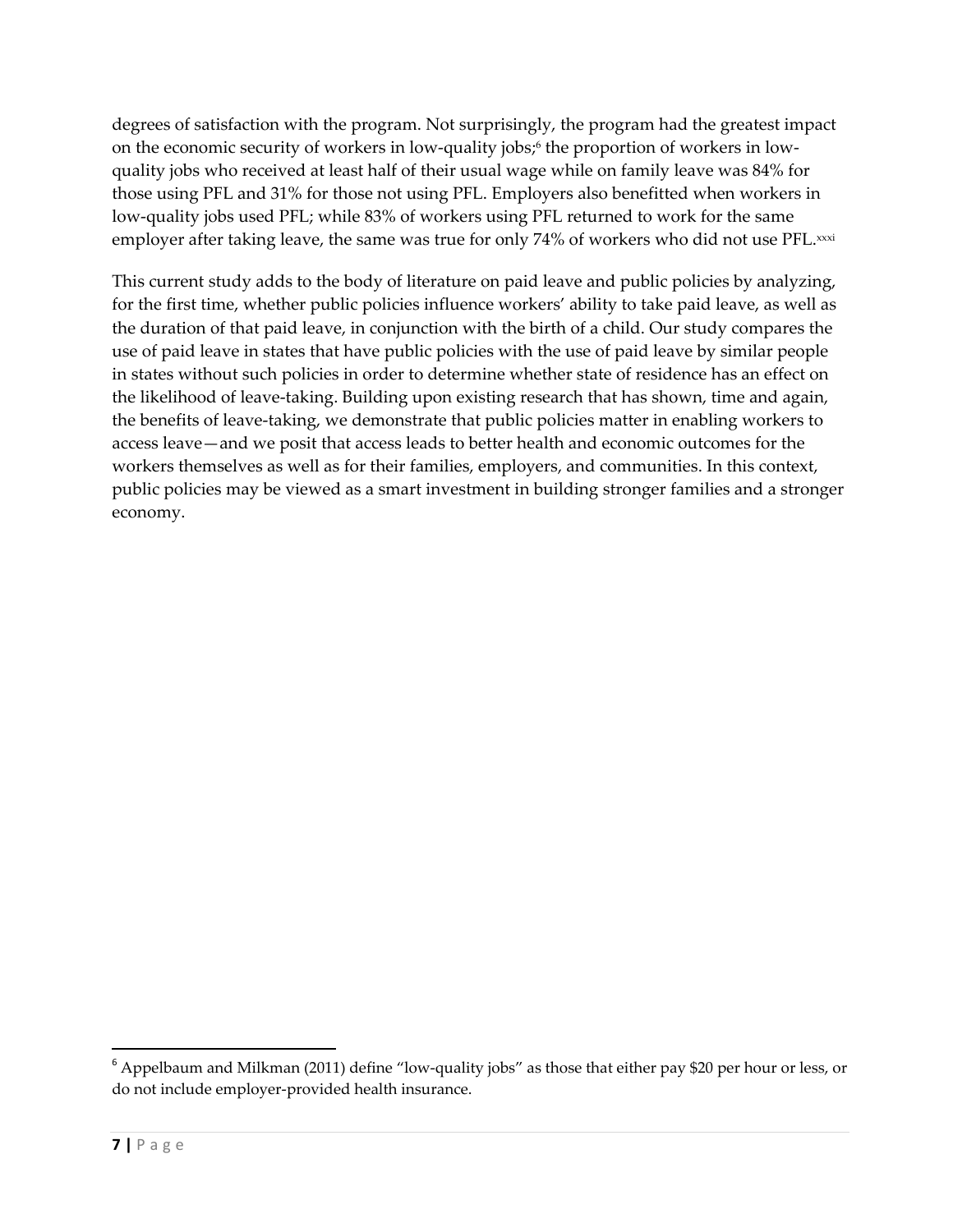degrees of satisfaction with the program. Not surprisingly, the program had the greatest impact on the economic security of workers in low-quality jobs;[6] the proportion of workers in low-quality jobs who received at least half of their usual wage while on family leave was 84% for those using PFL and 31% for those not using PFL. Employers also benefitted when workers in low-quality jobs used PFL; while 83% of workers using PFL returned to work for the same employer after taking leave, the same was true for only 74% of workers who did not use PFL.[xxxi]

This current study adds to the body of literature on paid leave and public policies by analyzing, for the first time, whether public policies influence workers' ability to take paid leave, as well as the duration of that paid leave, in conjunction with the birth of a child. Our study compares the use of paid leave in states that have public policies with the use of paid leave by similar people in states without such policies in order to determine whether state of residence has an effect on the likelihood of leave-taking. Building upon existing research that has shown, time and again, the benefits of leave-taking, we demonstrate that public policies matter in enabling workers to access leave—and we posit that access leads to better health and economic outcomes for the workers themselves as well as for their families, employers, and communities. In this context, public policies may be viewed as a smart investment in building stronger families and a stronger economy.

---

[6] Appelbaum and Milkman (2011) define "low-quality jobs" as those that either pay $20 per hour or less, or do not include employer-provided health insurance.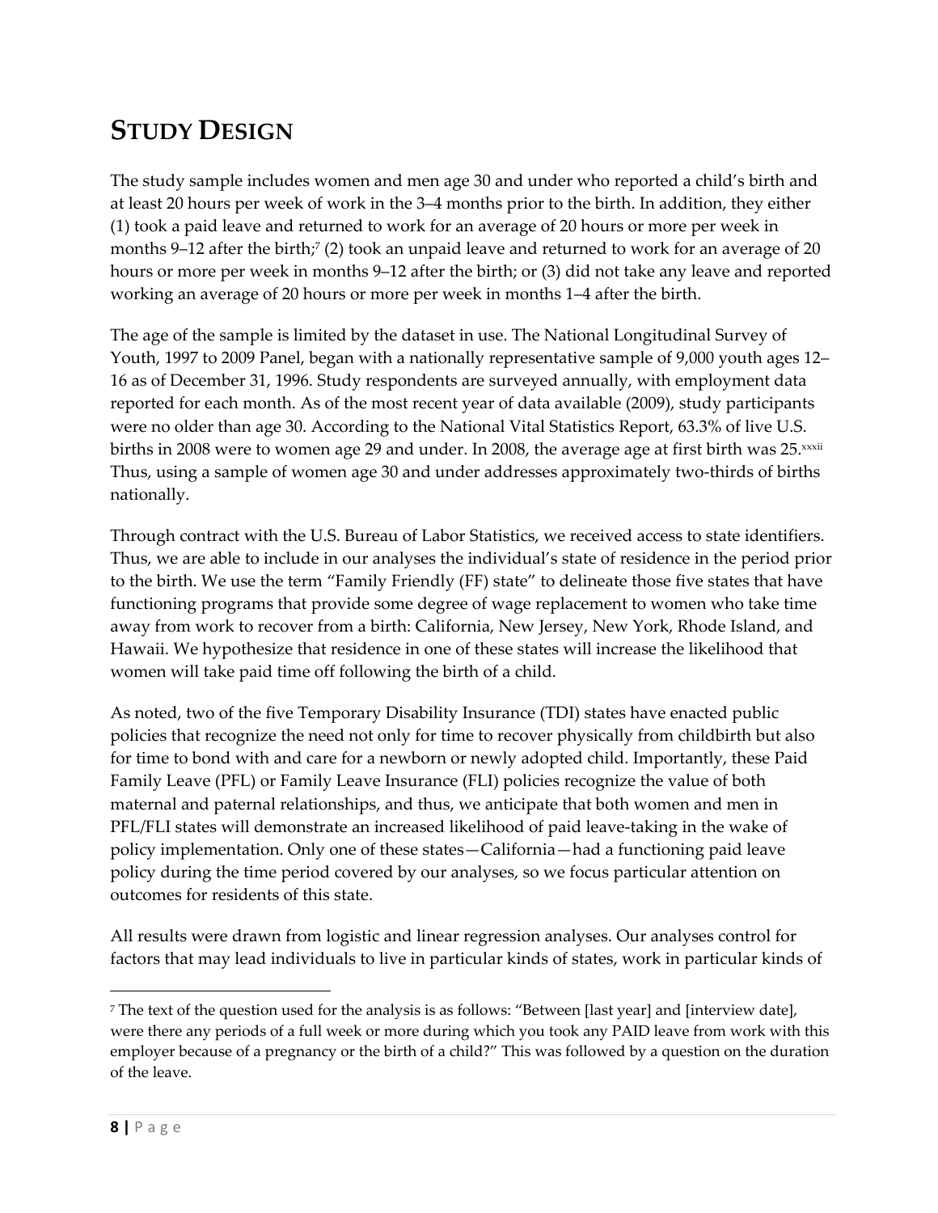## STUDY DESIGN

The study sample includes women and men age 30 and under who reported a child's birth and at least 20 hours per week of work in the 3–4 months prior to the birth. In addition, they either (1) took a paid leave and returned to work for an average of 20 hours or more per week in months 9–12 after the birth;[7] (2) took an unpaid leave and returned to work for an average of 20 hours or more per week in months 9–12 after the birth; or (3) did not take any leave and reported working an average of 20 hours or more per week in months 1–4 after the birth.

The age of the sample is limited by the dataset in use. The National Longitudinal Survey of Youth, 1997 to 2009 Panel, began with a nationally representative sample of 9,000 youth ages 12–16 as of December 31, 1996. Study respondents are surveyed annually, with employment data reported for each month. As of the most recent year of data available (2009), study participants were no older than age 30. According to the National Vital Statistics Report, 63.3% of live U.S. births in 2008 were to women age 29 and under. In 2008, the average age at first birth was 25.[xxxii] Thus, using a sample of women age 30 and under addresses approximately two-thirds of births nationally.

Through contract with the U.S. Bureau of Labor Statistics, we received access to state identifiers. Thus, we are able to include in our analyses the individual's state of residence in the period prior to the birth. We use the term "Family Friendly (FF) state" to delineate those five states that have functioning programs that provide some degree of wage replacement to women who take time away from work to recover from a birth: California, New Jersey, New York, Rhode Island, and Hawaii. We hypothesize that residence in one of these states will increase the likelihood that women will take paid time off following the birth of a child.

As noted, two of the five Temporary Disability Insurance (TDI) states have enacted public policies that recognize the need not only for time to recover physically from childbirth but also for time to bond with and care for a newborn or newly adopted child. Importantly, these Paid Family Leave (PFL) or Family Leave Insurance (FLI) policies recognize the value of both maternal and paternal relationships, and thus, we anticipate that both women and men in PFL/FLI states will demonstrate an increased likelihood of paid leave-taking in the wake of policy implementation. Only one of these states—California—had a functioning paid leave policy during the time period covered by our analyses, so we focus particular attention on outcomes for residents of this state.

All results were drawn from logistic and linear regression analyses. Our analyses control for factors that may lead individuals to live in particular kinds of states, work in particular kinds of

[7] The text of the question used for the analysis is as follows: "Between [last year] and [interview date], were there any periods of a full week or more during which you took any PAID leave from work with this employer because of a pregnancy or the birth of a child?" This was followed by a question on the duration of the leave.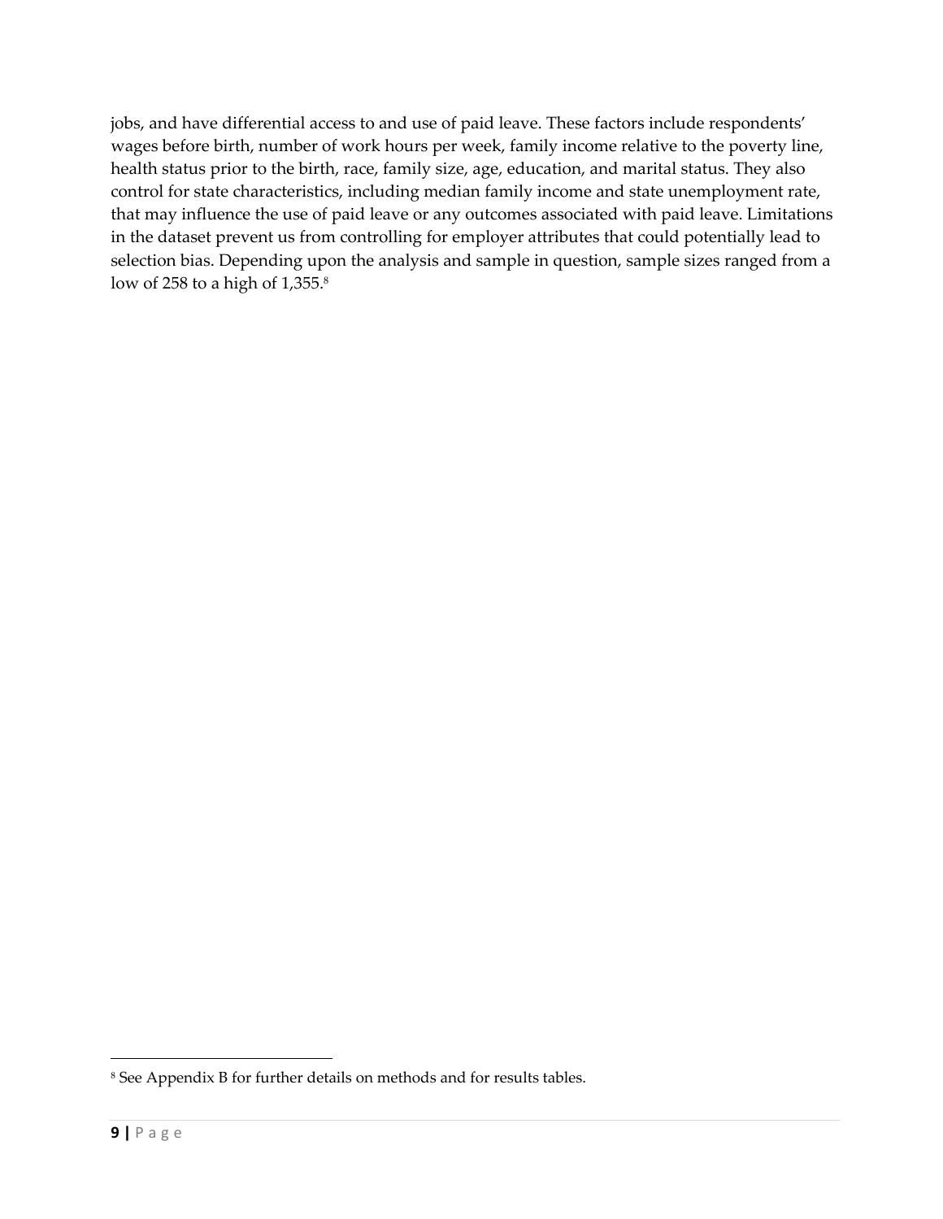jobs, and have differential access to and use of paid leave. These factors include respondents' wages before birth, number of work hours per week, family income relative to the poverty line, health status prior to the birth, race, family size, age, education, and marital status. They also control for state characteristics, including median family income and state unemployment rate, that may influence the use of paid leave or any outcomes associated with paid leave. Limitations in the dataset prevent us from controlling for employer attributes that could potentially lead to selection bias. Depending upon the analysis and sample in question, sample sizes ranged from a low of 258 to a high of 1,355.[8]

[8] See Appendix B for further details on methods and for results tables.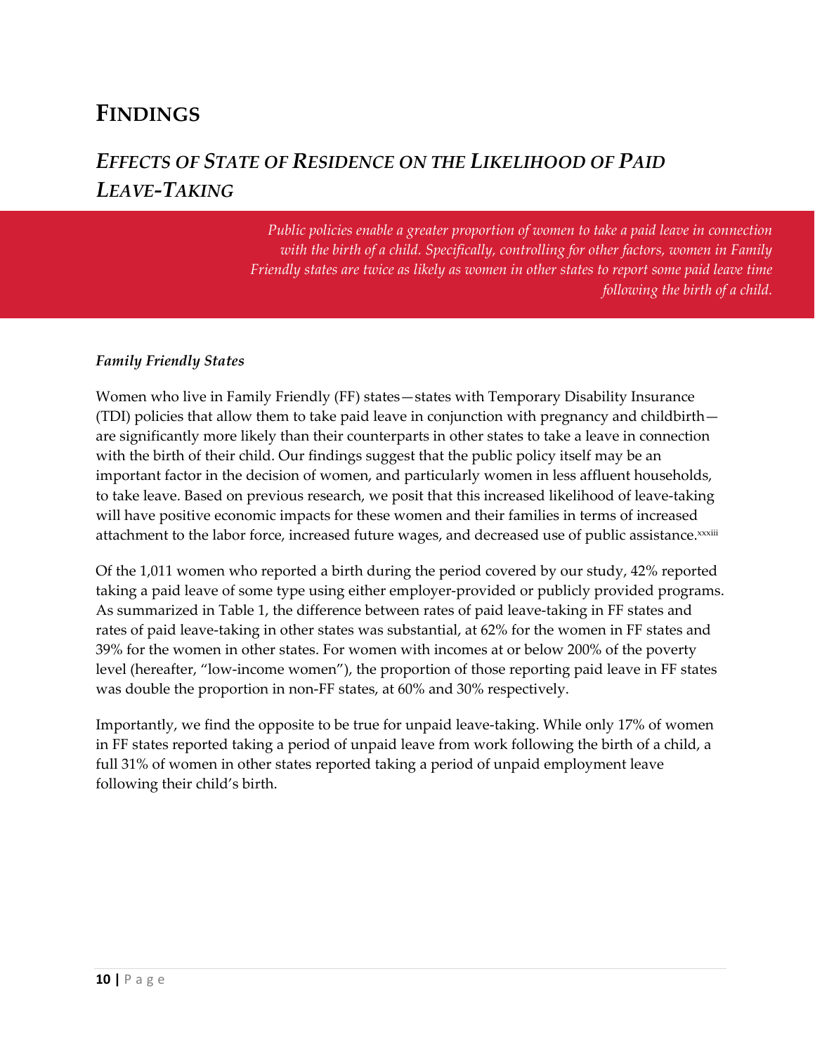# FINDINGS

## *EFFECTS OF STATE OF RESIDENCE ON THE LIKELIHOOD OF PAID LEAVE-TAKING*

*Public policies enable a greater proportion of women to take a paid leave in connection with the birth of a child. Specifically, controlling for other factors, women in Family Friendly states are twice as likely as women in other states to report some paid leave time following the birth of a child.*

### *Family Friendly States*

Women who live in Family Friendly (FF) states—states with Temporary Disability Insurance (TDI) policies that allow them to take paid leave in conjunction with pregnancy and childbirth—are significantly more likely than their counterparts in other states to take a leave in connection with the birth of their child. Our findings suggest that the public policy itself may be an important factor in the decision of women, and particularly women in less affluent households, to take leave. Based on previous research, we posit that this increased likelihood of leave-taking will have positive economic impacts for these women and their families in terms of increased attachment to the labor force, increased future wages, and decreased use of public assistance.[xxxiii]

Of the 1,011 women who reported a birth during the period covered by our study, 42% reported taking a paid leave of some type using either employer-provided or publicly provided programs. As summarized in Table 1, the difference between rates of paid leave-taking in FF states and rates of paid leave-taking in other states was substantial, at 62% for the women in FF states and 39% for the women in other states. For women with incomes at or below 200% of the poverty level (hereafter, "low-income women"), the proportion of those reporting paid leave in FF states was double the proportion in non-FF states, at 60% and 30% respectively.

Importantly, we find the opposite to be true for unpaid leave-taking. While only 17% of women in FF states reported taking a period of unpaid leave from work following the birth of a child, a full 31% of women in other states reported taking a period of unpaid employment leave following their child's birth.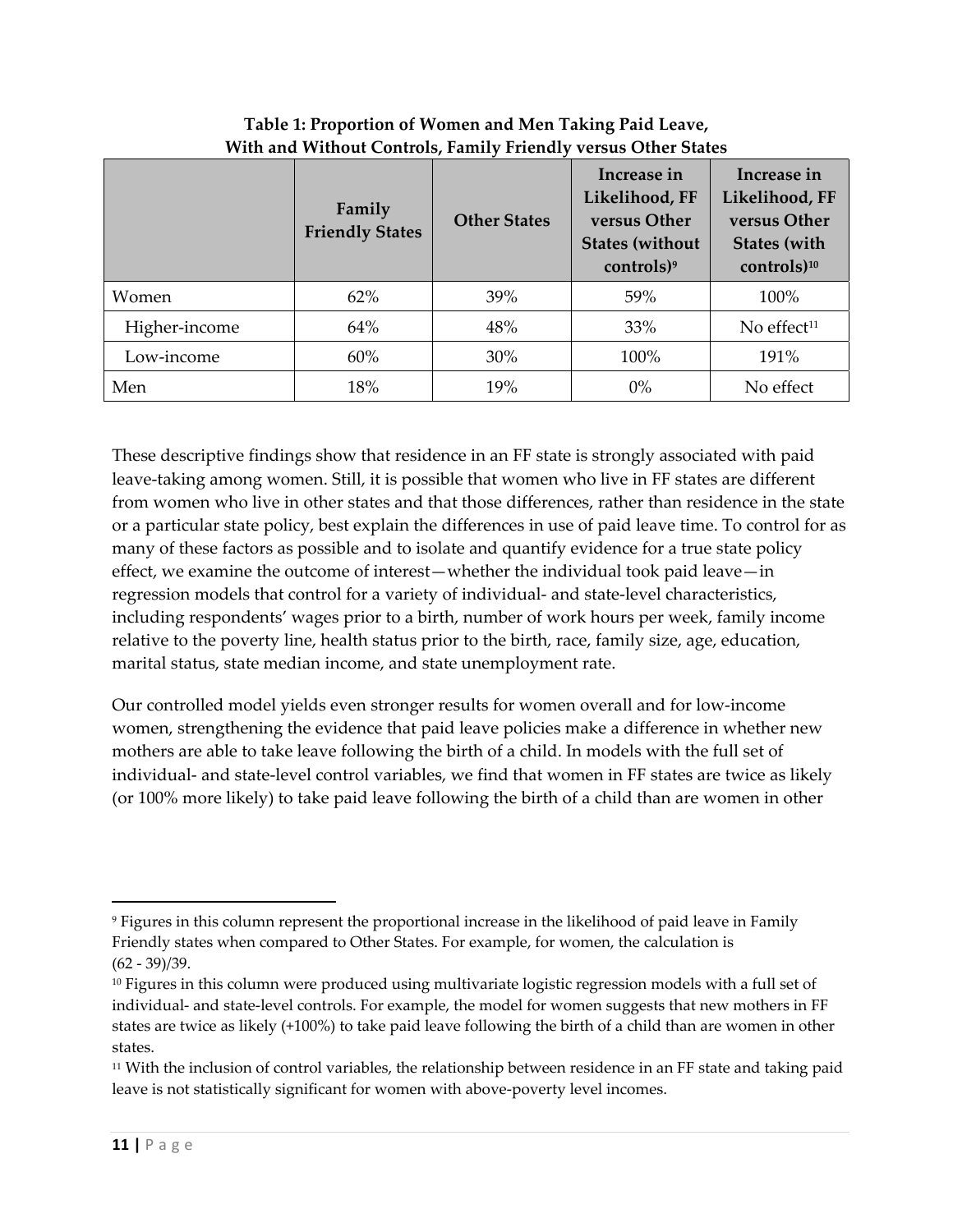**Table 1: Proportion of Women and Men Taking Paid Leave, With and Without Controls, Family Friendly versus Other States**

| | Family Friendly States | Other States | Increase in Likelihood, FF versus Other States (without controls)[9] | Increase in Likelihood, FF versus Other States (with controls)[10] |
|---|---|---|---|---|
| Women | 62% | 39% | 59% | 100% |
| Higher-income | 64% | 48% | 33% | No effect[11] |
| Low-income | 60% | 30% | 100% | 191% |
| Men | 18% | 19% | 0% | No effect |

These descriptive findings show that residence in an FF state is strongly associated with paid leave-taking among women. Still, it is possible that women who live in FF states are different from women who live in other states and that those differences, rather than residence in the state or a particular state policy, best explain the differences in use of paid leave time. To control for as many of these factors as possible and to isolate and quantify evidence for a true state policy effect, we examine the outcome of interest—whether the individual took paid leave—in regression models that control for a variety of individual- and state-level characteristics, including respondents' wages prior to a birth, number of work hours per week, family income relative to the poverty line, health status prior to the birth, race, family size, age, education, marital status, state median income, and state unemployment rate.

Our controlled model yields even stronger results for women overall and for low-income women, strengthening the evidence that paid leave policies make a difference in whether new mothers are able to take leave following the birth of a child. In models with the full set of individual- and state-level control variables, we find that women in FF states are twice as likely (or 100% more likely) to take paid leave following the birth of a child than are women in other

---

[9] Figures in this column represent the proportional increase in the likelihood of paid leave in Family Friendly states when compared to Other States. For example, for women, the calculation is (62 - 39)/39.

[10] Figures in this column were produced using multivariate logistic regression models with a full set of individual- and state-level controls. For example, the model for women suggests that new mothers in FF states are twice as likely (+100%) to take paid leave following the birth of a child than are women in other states.

[11] With the inclusion of control variables, the relationship between residence in an FF state and taking paid leave is not statistically significant for women with above-poverty level incomes.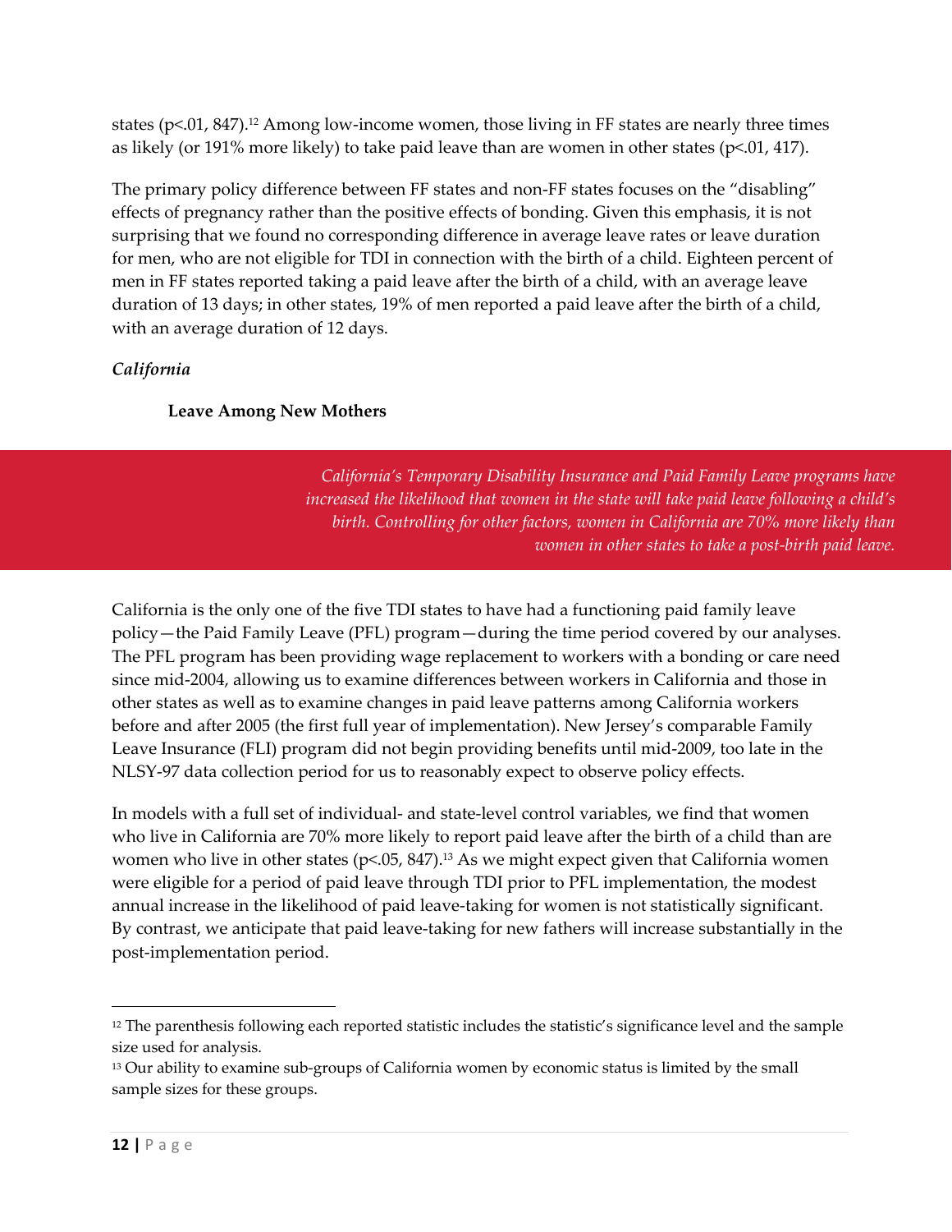states (p<.01, 847).[12] Among low-income women, those living in FF states are nearly three times as likely (or 191% more likely) to take paid leave than are women in other states (p<.01, 417).

The primary policy difference between FF states and non-FF states focuses on the "disabling" effects of pregnancy rather than the positive effects of bonding. Given this emphasis, it is not surprising that we found no corresponding difference in average leave rates or leave duration for men, who are not eligible for TDI in connection with the birth of a child. Eighteen percent of men in FF states reported taking a paid leave after the birth of a child, with an average leave duration of 13 days; in other states, 19% of men reported a paid leave after the birth of a child, with an average duration of 12 days.

*California*

**Leave Among New Mothers**

> *California's Temporary Disability Insurance and Paid Family Leave programs have increased the likelihood that women in the state will take paid leave following a child's birth. Controlling for other factors, women in California are 70% more likely than women in other states to take a post-birth paid leave.*

California is the only one of the five TDI states to have had a functioning paid family leave policy—the Paid Family Leave (PFL) program—during the time period covered by our analyses. The PFL program has been providing wage replacement to workers with a bonding or care need since mid-2004, allowing us to examine differences between workers in California and those in other states as well as to examine changes in paid leave patterns among California workers before and after 2005 (the first full year of implementation). New Jersey's comparable Family Leave Insurance (FLI) program did not begin providing benefits until mid-2009, too late in the NLSY-97 data collection period for us to reasonably expect to observe policy effects.

In models with a full set of individual- and state-level control variables, we find that women who live in California are 70% more likely to report paid leave after the birth of a child than are women who live in other states (p<.05, 847).[13] As we might expect given that California women were eligible for a period of paid leave through TDI prior to PFL implementation, the modest annual increase in the likelihood of paid leave-taking for women is not statistically significant. By contrast, we anticipate that paid leave-taking for new fathers will increase substantially in the post-implementation period.

---

[12] The parenthesis following each reported statistic includes the statistic's significance level and the sample size used for analysis.

[13] Our ability to examine sub-groups of California women by economic status is limited by the small sample sizes for these groups.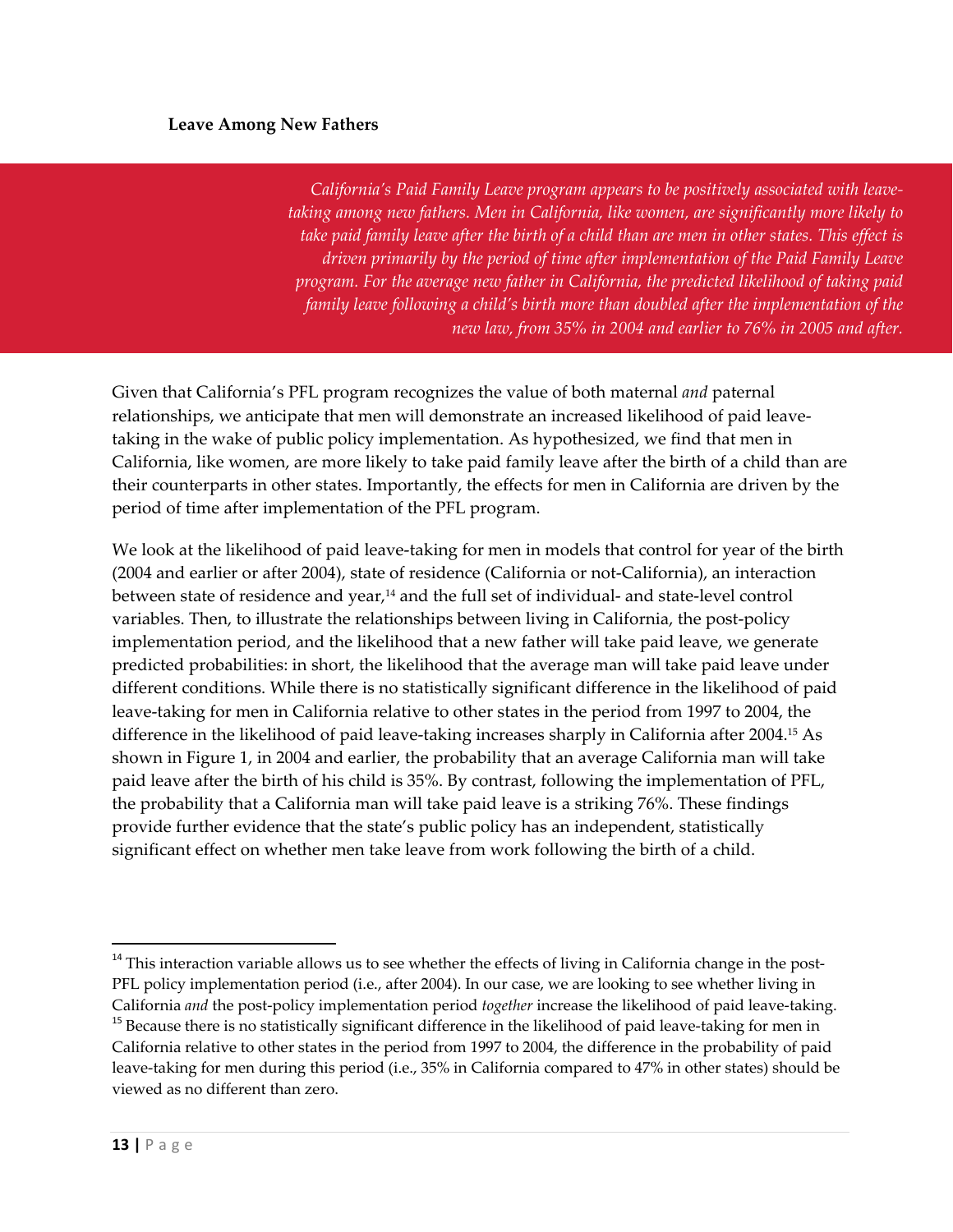### Leave Among New Fathers

*California's Paid Family Leave program appears to be positively associated with leave-taking among new fathers. Men in California, like women, are significantly more likely to take paid family leave after the birth of a child than are men in other states. This effect is driven primarily by the period of time after implementation of the Paid Family Leave program. For the average new father in California, the predicted likelihood of taking paid family leave following a child's birth more than doubled after the implementation of the new law, from 35% in 2004 and earlier to 76% in 2005 and after.*

Given that California's PFL program recognizes the value of both maternal *and* paternal relationships, we anticipate that men will demonstrate an increased likelihood of paid leave-taking in the wake of public policy implementation. As hypothesized, we find that men in California, like women, are more likely to take paid family leave after the birth of a child than are their counterparts in other states. Importantly, the effects for men in California are driven by the period of time after implementation of the PFL program.

We look at the likelihood of paid leave-taking for men in models that control for year of the birth (2004 and earlier or after 2004), state of residence (California or not-California), an interaction between state of residence and year,[14] and the full set of individual- and state-level control variables. Then, to illustrate the relationships between living in California, the post-policy implementation period, and the likelihood that a new father will take paid leave, we generate predicted probabilities: in short, the likelihood that the average man will take paid leave under different conditions. While there is no statistically significant difference in the likelihood of paid leave-taking for men in California relative to other states in the period from 1997 to 2004, the difference in the likelihood of paid leave-taking increases sharply in California after 2004.[15] As shown in Figure 1, in 2004 and earlier, the probability that an average California man will take paid leave after the birth of his child is 35%. By contrast, following the implementation of PFL, the probability that a California man will take paid leave is a striking 76%. These findings provide further evidence that the state's public policy has an independent, statistically significant effect on whether men take leave from work following the birth of a child.

---

[14] This interaction variable allows us to see whether the effects of living in California change in the post-PFL policy implementation period (i.e., after 2004). In our case, we are looking to see whether living in California *and* the post-policy implementation period *together* increase the likelihood of paid leave-taking.

[15] Because there is no statistically significant difference in the likelihood of paid leave-taking for men in California relative to other states in the period from 1997 to 2004, the difference in the probability of paid leave-taking for men during this period (i.e., 35% in California compared to 47% in other states) should be viewed as no different than zero.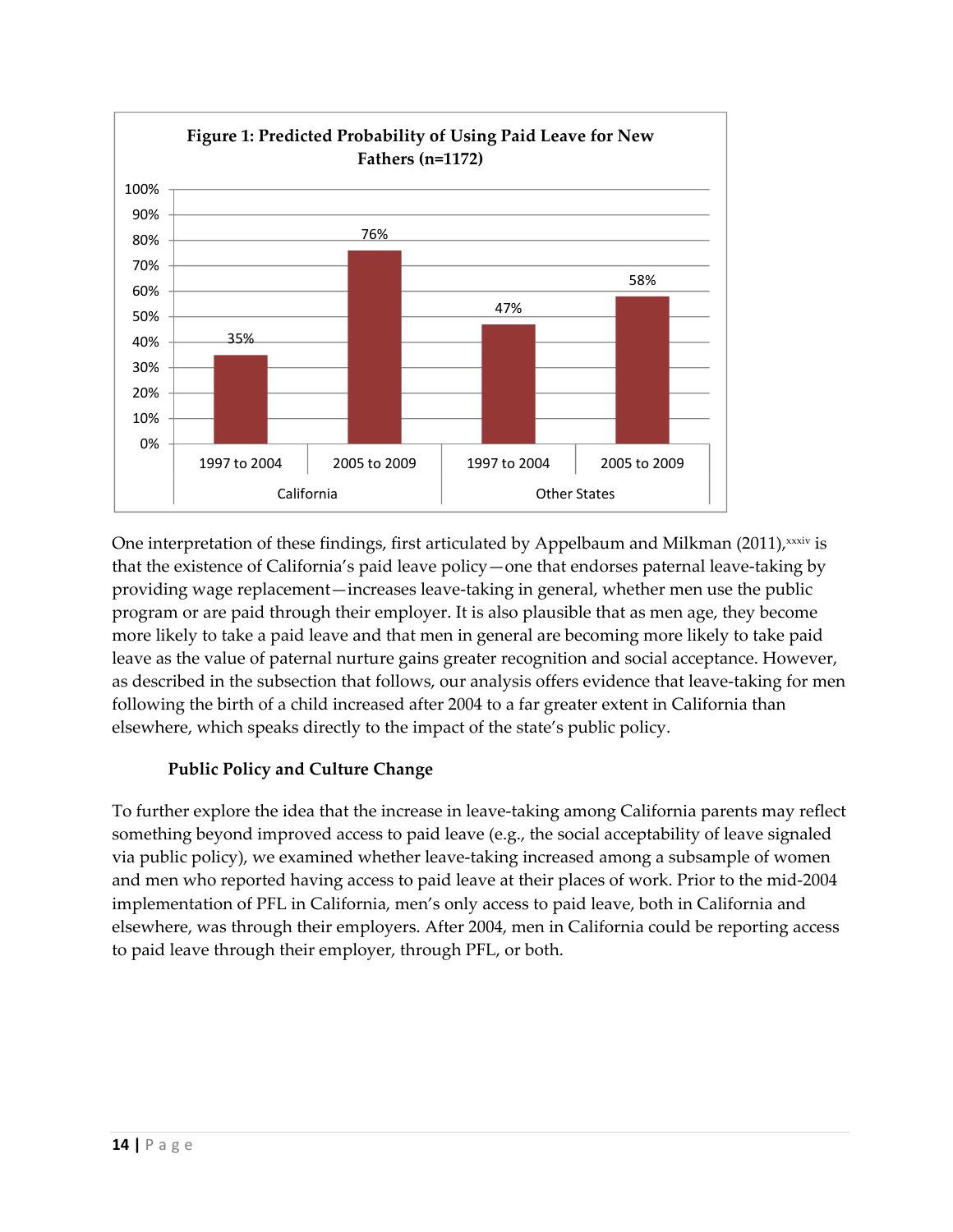**Figure 1: Predicted Probability of Using Paid Leave for New Fathers (n=1172)**

| California | | Other States | |
|---|---|---|---|
| 1997 to 2004 | 2005 to 2009 | 1997 to 2004 | 2005 to 2009 |
| 35% | 76% | 47% | 58% |

One interpretation of these findings, first articulated by Appelbaum and Milkman (2011),[xxxiv] is that the existence of California's paid leave policy—one that endorses paternal leave-taking by providing wage replacement—increases leave-taking in general, whether men use the public program or are paid through their employer. It is also plausible that as men age, they become more likely to take a paid leave and that men in general are becoming more likely to take paid leave as the value of paternal nurture gains greater recognition and social acceptance. However, as described in the subsection that follows, our analysis offers evidence that leave-taking for men following the birth of a child increased after 2004 to a far greater extent in California than elsewhere, which speaks directly to the impact of the state's public policy.

### Public Policy and Culture Change

To further explore the idea that the increase in leave-taking among California parents may reflect something beyond improved access to paid leave (e.g., the social acceptability of leave signaled via public policy), we examined whether leave-taking increased among a subsample of women and men who reported having access to paid leave at their places of work. Prior to the mid-2004 implementation of PFL in California, men's only access to paid leave, both in California and elsewhere, was through their employers. After 2004, men in California could be reporting access to paid leave through their employer, through PFL, or both.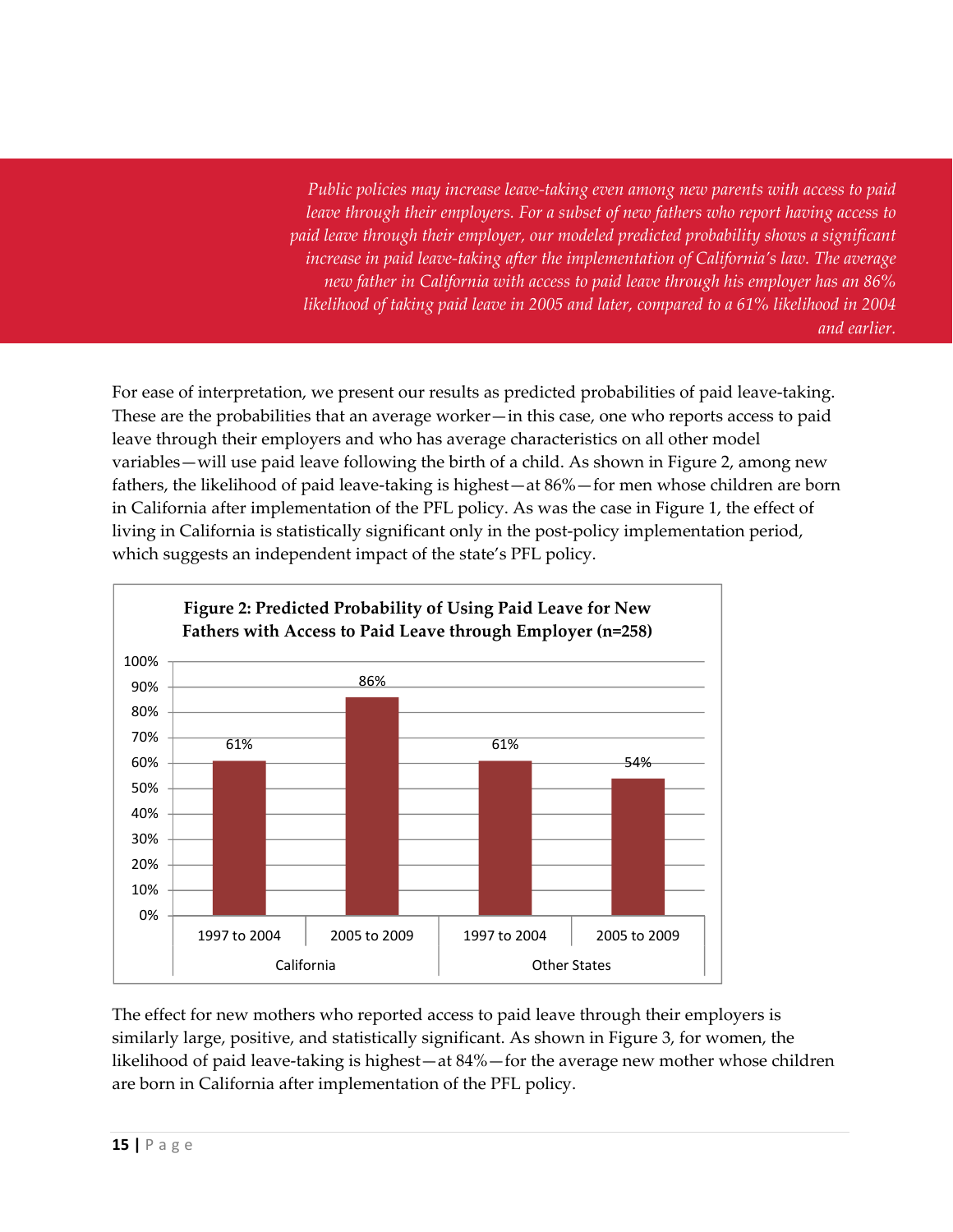*Public policies may increase leave-taking even among new parents with access to paid leave through their employers. For a subset of new fathers who report having access to paid leave through their employer, our modeled predicted probability shows a significant increase in paid leave-taking after the implementation of California's law. The average new father in California with access to paid leave through his employer has an 86% likelihood of taking paid leave in 2005 and later, compared to a 61% likelihood in 2004 and earlier.*

For ease of interpretation, we present our results as predicted probabilities of paid leave-taking. These are the probabilities that an average worker—in this case, one who reports access to paid leave through their employers and who has average characteristics on all other model variables—will use paid leave following the birth of a child. As shown in Figure 2, among new fathers, the likelihood of paid leave-taking is highest—at 86%—for men whose children are born in California after implementation of the PFL policy. As was the case in Figure 1, the effect of living in California is statistically significant only in the post-policy implementation period, which suggests an independent impact of the state's PFL policy.

**Figure 2: Predicted Probability of Using Paid Leave for New Fathers with Access to Paid Leave through Employer (n=258)**

| Region | Period | Predicted Probability |
|---|---|---|
| California | 1997 to 2004 | 61% |
| California | 2005 to 2009 | 86% |
| Other States | 1997 to 2004 | 61% |
| Other States | 2005 to 2009 | 54% |

The effect for new mothers who reported access to paid leave through their employers is similarly large, positive, and statistically significant. As shown in Figure 3, for women, the likelihood of paid leave-taking is highest—at 84%—for the average new mother whose children are born in California after implementation of the PFL policy.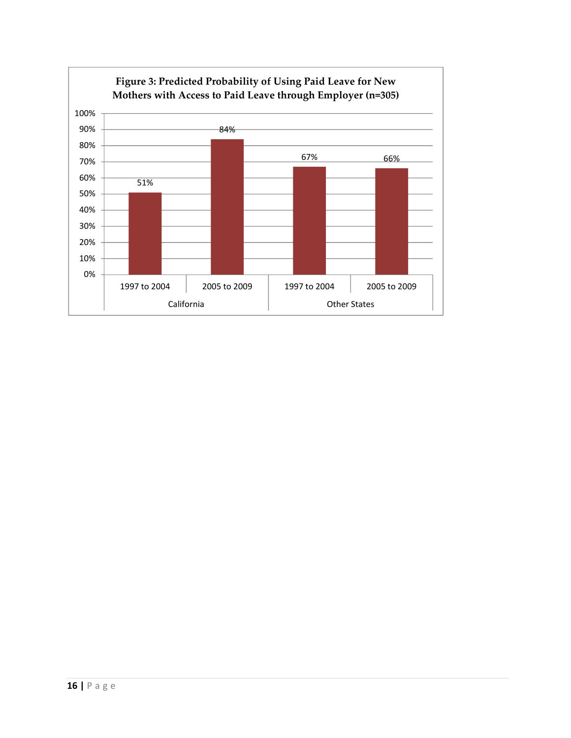**Figure 3: Predicted Probability of Using Paid Leave for New Mothers with Access to Paid Leave through Employer (n=305)**

| | California | | Other States | |
|---|---|---|---|---|
| | 1997 to 2004 | 2005 to 2009 | 1997 to 2004 | 2005 to 2009 |
| Predicted Probability | 51% | 84% | 67% | 66% |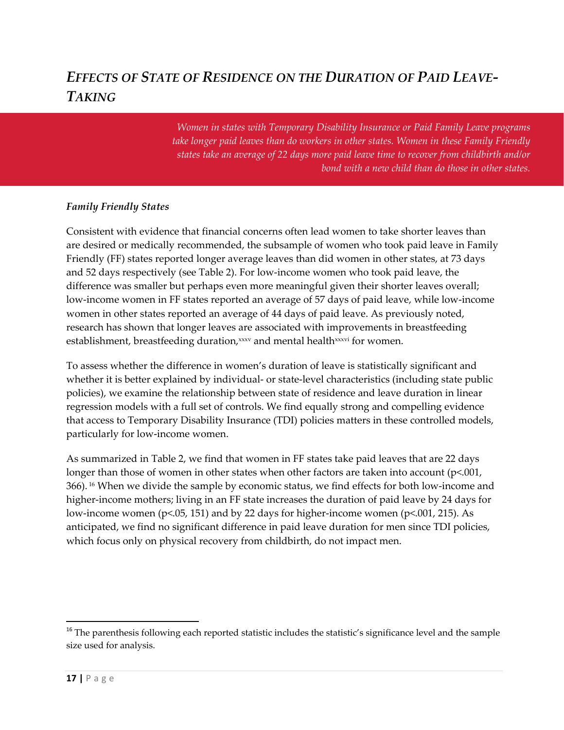# *EFFECTS OF STATE OF RESIDENCE ON THE DURATION OF PAID LEAVE-TAKING*

*Women in states with Temporary Disability Insurance or Paid Family Leave programs take longer paid leaves than do workers in other states. Women in these Family Friendly states take an average of 22 days more paid leave time to recover from childbirth and/or bond with a new child than do those in other states.*

### *Family Friendly States*

Consistent with evidence that financial concerns often lead women to take shorter leaves than are desired or medically recommended, the subsample of women who took paid leave in Family Friendly (FF) states reported longer average leaves than did women in other states, at 73 days and 52 days respectively (see Table 2). For low-income women who took paid leave, the difference was smaller but perhaps even more meaningful given their shorter leaves overall; low-income women in FF states reported an average of 57 days of paid leave, while low-income women in other states reported an average of 44 days of paid leave. As previously noted, research has shown that longer leaves are associated with improvements in breastfeeding establishment, breastfeeding duration,[xxxv] and mental health[xxxvi] for women.

To assess whether the difference in women's duration of leave is statistically significant and whether it is better explained by individual- or state-level characteristics (including state public policies), we examine the relationship between state of residence and leave duration in linear regression models with a full set of controls. We find equally strong and compelling evidence that access to Temporary Disability Insurance (TDI) policies matters in these controlled models, particularly for low-income women.

As summarized in Table 2, we find that women in FF states take paid leaves that are 22 days longer than those of women in other states when other factors are taken into account ($p<.001$, 366).[16] When we divide the sample by economic status, we find effects for both low-income and higher-income mothers; living in an FF state increases the duration of paid leave by 24 days for low-income women ($p<.05$, 151) and by 22 days for higher-income women ($p<.001$, 215). As anticipated, we find no significant difference in paid leave duration for men since TDI policies, which focus only on physical recovery from childbirth, do not impact men.

---

[16] The parenthesis following each reported statistic includes the statistic's significance level and the sample size used for analysis.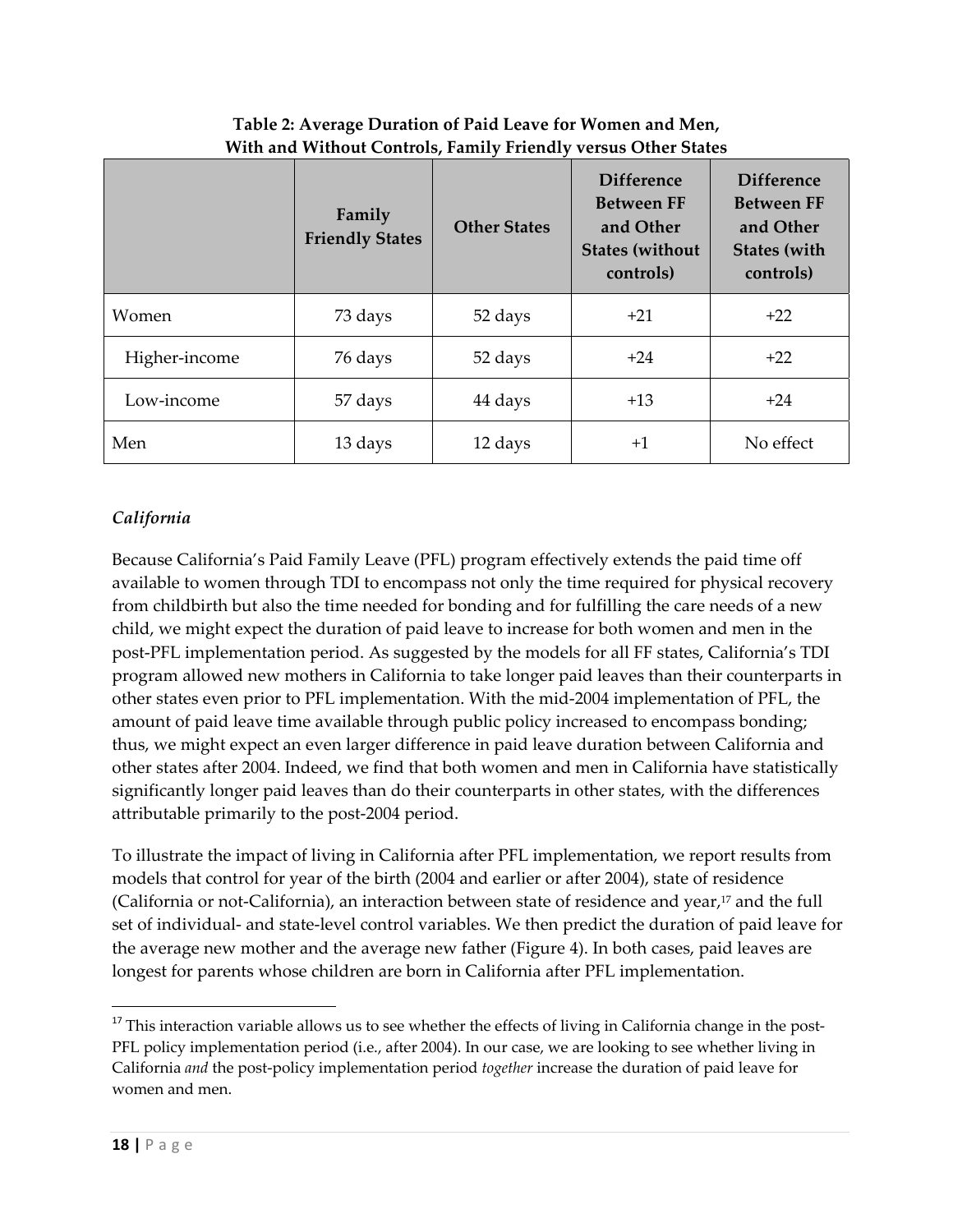**Table 2: Average Duration of Paid Leave for Women and Men, With and Without Controls, Family Friendly versus Other States**

| | Family Friendly States | Other States | Difference Between FF and Other States (without controls) | Difference Between FF and Other States (with controls) |
|---|---|---|---|---|
| Women | 73 days | 52 days | +21 | +22 |
| Higher-income | 76 days | 52 days | +24 | +22 |
| Low-income | 57 days | 44 days | +13 | +24 |
| Men | 13 days | 12 days | +1 | No effect |

### *California*

Because California's Paid Family Leave (PFL) program effectively extends the paid time off available to women through TDI to encompass not only the time required for physical recovery from childbirth but also the time needed for bonding and for fulfilling the care needs of a new child, we might expect the duration of paid leave to increase for both women and men in the post-PFL implementation period. As suggested by the models for all FF states, California's TDI program allowed new mothers in California to take longer paid leaves than their counterparts in other states even prior to PFL implementation. With the mid-2004 implementation of PFL, the amount of paid leave time available through public policy increased to encompass bonding; thus, we might expect an even larger difference in paid leave duration between California and other states after 2004. Indeed, we find that both women and men in California have statistically significantly longer paid leaves than do their counterparts in other states, with the differences attributable primarily to the post-2004 period.

To illustrate the impact of living in California after PFL implementation, we report results from models that control for year of the birth (2004 and earlier or after 2004), state of residence (California or not-California), an interaction between state of residence and year,[17] and the full set of individual- and state-level control variables. We then predict the duration of paid leave for the average new mother and the average new father (Figure 4). In both cases, paid leaves are longest for parents whose children are born in California after PFL implementation.

[17] This interaction variable allows us to see whether the effects of living in California change in the post-PFL policy implementation period (i.e., after 2004). In our case, we are looking to see whether living in California *and* the post-policy implementation period *together* increase the duration of paid leave for women and men.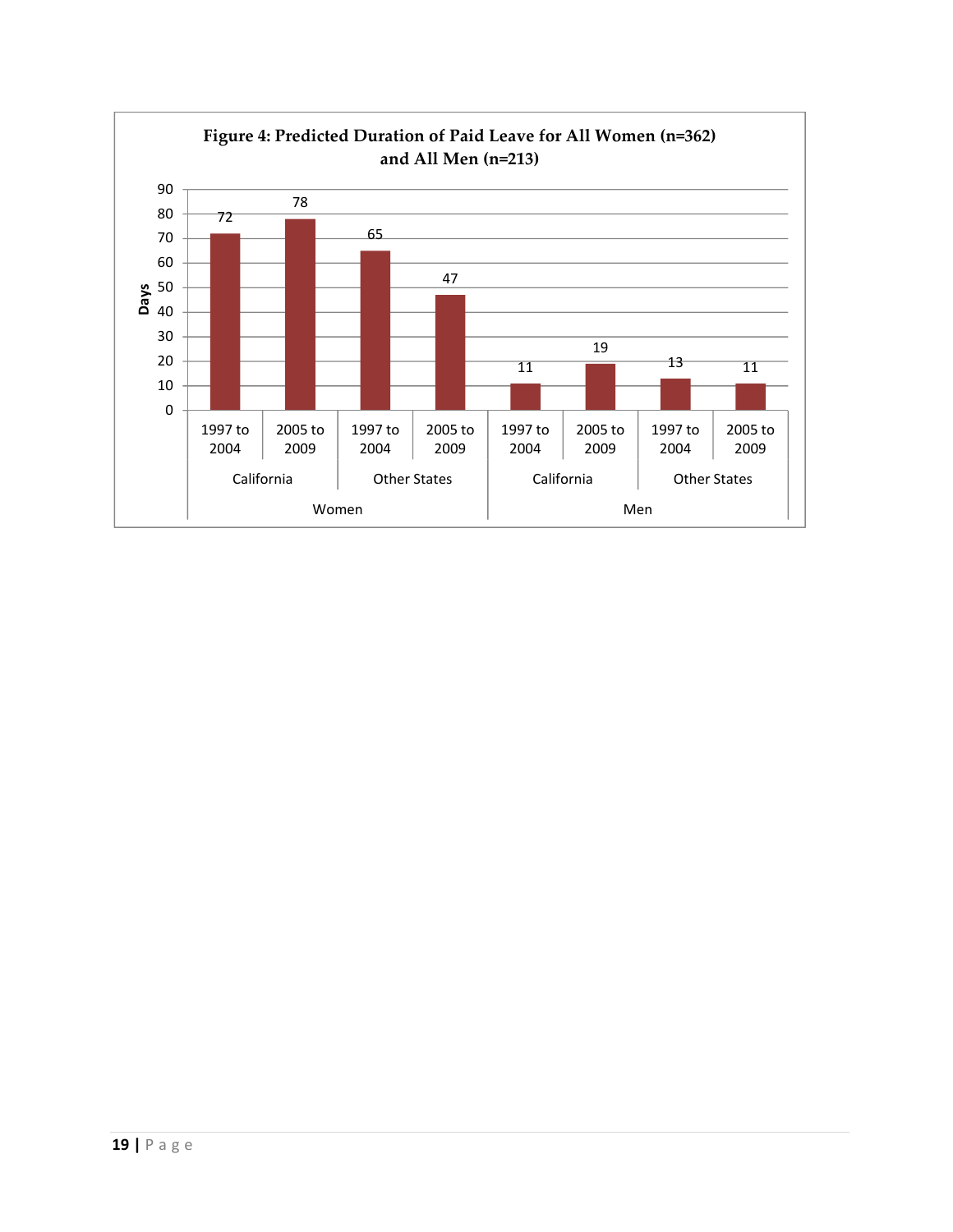**Figure 4: Predicted Duration of Paid Leave for All Women (n=362) and All Men (n=213)**

| Group | Location | Period | Days |
|---|---|---|---|
| Women | California | 1997 to 2004 | 72 |
| Women | California | 2005 to 2009 | 78 |
| Women | Other States | 1997 to 2004 | 65 |
| Women | Other States | 2005 to 2009 | 47 |
| Men | California | 1997 to 2004 | 11 |
| Men | California | 2005 to 2009 | 19 |
| Men | Other States | 1997 to 2004 | 13 |
| Men | Other States | 2005 to 2009 | 11 |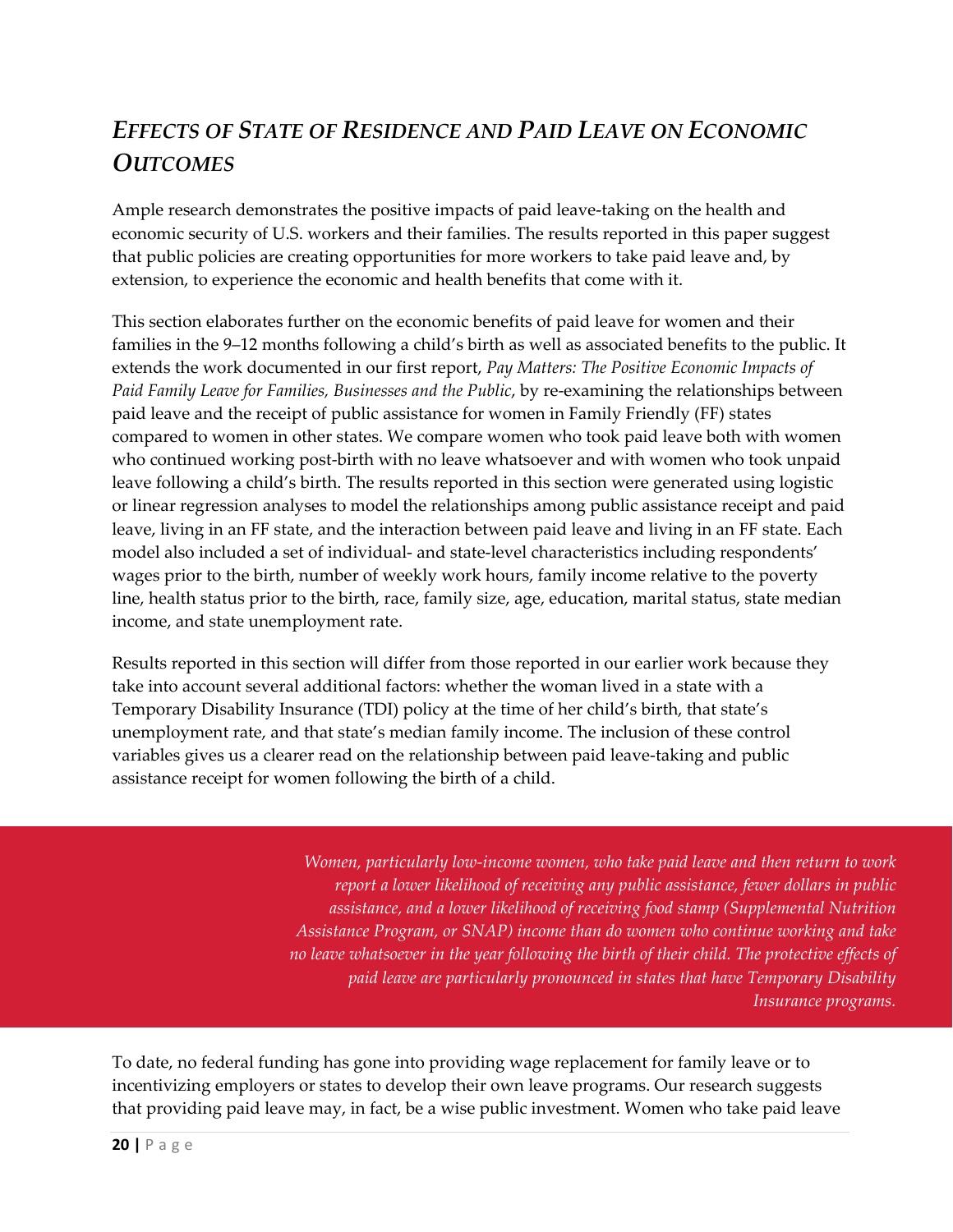## *Effects of State of Residence and Paid Leave on Economic Outcomes*

Ample research demonstrates the positive impacts of paid leave-taking on the health and economic security of U.S. workers and their families. The results reported in this paper suggest that public policies are creating opportunities for more workers to take paid leave and, by extension, to experience the economic and health benefits that come with it.

This section elaborates further on the economic benefits of paid leave for women and their families in the 9–12 months following a child's birth as well as associated benefits to the public. It extends the work documented in our first report, *Pay Matters: The Positive Economic Impacts of Paid Family Leave for Families, Businesses and the Public*, by re-examining the relationships between paid leave and the receipt of public assistance for women in Family Friendly (FF) states compared to women in other states. We compare women who took paid leave both with women who continued working post-birth with no leave whatsoever and with women who took unpaid leave following a child's birth. The results reported in this section were generated using logistic or linear regression analyses to model the relationships among public assistance receipt and paid leave, living in an FF state, and the interaction between paid leave and living in an FF state. Each model also included a set of individual- and state-level characteristics including respondents' wages prior to the birth, number of weekly work hours, family income relative to the poverty line, health status prior to the birth, race, family size, age, education, marital status, state median income, and state unemployment rate.

Results reported in this section will differ from those reported in our earlier work because they take into account several additional factors: whether the woman lived in a state with a Temporary Disability Insurance (TDI) policy at the time of her child's birth, that state's unemployment rate, and that state's median family income. The inclusion of these control variables gives us a clearer read on the relationship between paid leave-taking and public assistance receipt for women following the birth of a child.

> *Women, particularly low-income women, who take paid leave and then return to work report a lower likelihood of receiving any public assistance, fewer dollars in public assistance, and a lower likelihood of receiving food stamp (Supplemental Nutrition Assistance Program, or SNAP) income than do women who continue working and take no leave whatsoever in the year following the birth of their child. The protective effects of paid leave are particularly pronounced in states that have Temporary Disability Insurance programs.*

To date, no federal funding has gone into providing wage replacement for family leave or to incentivizing employers or states to develop their own leave programs. Our research suggests that providing paid leave may, in fact, be a wise public investment. Women who take paid leave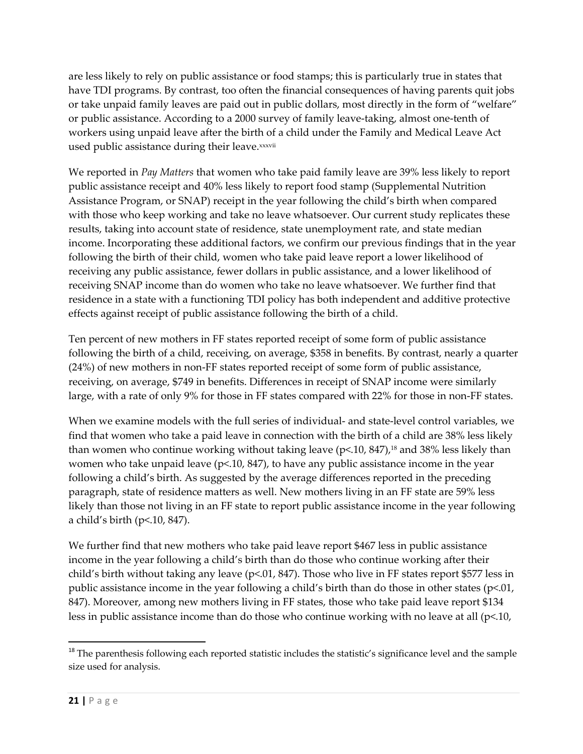are less likely to rely on public assistance or food stamps; this is particularly true in states that have TDI programs. By contrast, too often the financial consequences of having parents quit jobs or take unpaid family leaves are paid out in public dollars, most directly in the form of "welfare" or public assistance. According to a 2000 survey of family leave-taking, almost one-tenth of workers using unpaid leave after the birth of a child under the Family and Medical Leave Act used public assistance during their leave.[xxxvii]

We reported in *Pay Matters* that women who take paid family leave are 39% less likely to report public assistance receipt and 40% less likely to report food stamp (Supplemental Nutrition Assistance Program, or SNAP) receipt in the year following the child's birth when compared with those who keep working and take no leave whatsoever. Our current study replicates these results, taking into account state of residence, state unemployment rate, and state median income. Incorporating these additional factors, we confirm our previous findings that in the year following the birth of their child, women who take paid leave report a lower likelihood of receiving any public assistance, fewer dollars in public assistance, and a lower likelihood of receiving SNAP income than do women who take no leave whatsoever. We further find that residence in a state with a functioning TDI policy has both independent and additive protective effects against receipt of public assistance following the birth of a child.

Ten percent of new mothers in FF states reported receipt of some form of public assistance following the birth of a child, receiving, on average, $358 in benefits. By contrast, nearly a quarter (24%) of new mothers in non-FF states reported receipt of some form of public assistance, receiving, on average, $749 in benefits. Differences in receipt of SNAP income were similarly large, with a rate of only 9% for those in FF states compared with 22% for those in non-FF states.

When we examine models with the full series of individual- and state-level control variables, we find that women who take a paid leave in connection with the birth of a child are 38% less likely than women who continue working without taking leave ($p<.10$, 847),[18] and 38% less likely than women who take unpaid leave ($p<.10$, 847), to have any public assistance income in the year following a child's birth. As suggested by the average differences reported in the preceding paragraph, state of residence matters as well. New mothers living in an FF state are 59% less likely than those not living in an FF state to report public assistance income in the year following a child's birth ($p<.10$, 847).

We further find that new mothers who take paid leave report $467 less in public assistance income in the year following a child's birth than do those who continue working after their child's birth without taking any leave ($p<.01$, 847). Those who live in FF states report $577 less in public assistance income in the year following a child's birth than do those in other states ($p<.01$, 847). Moreover, among new mothers living in FF states, those who take paid leave report $134 less in public assistance income than do those who continue working with no leave at all ($p<.10$,

---

[18] The parenthesis following each reported statistic includes the statistic's significance level and the sample size used for analysis.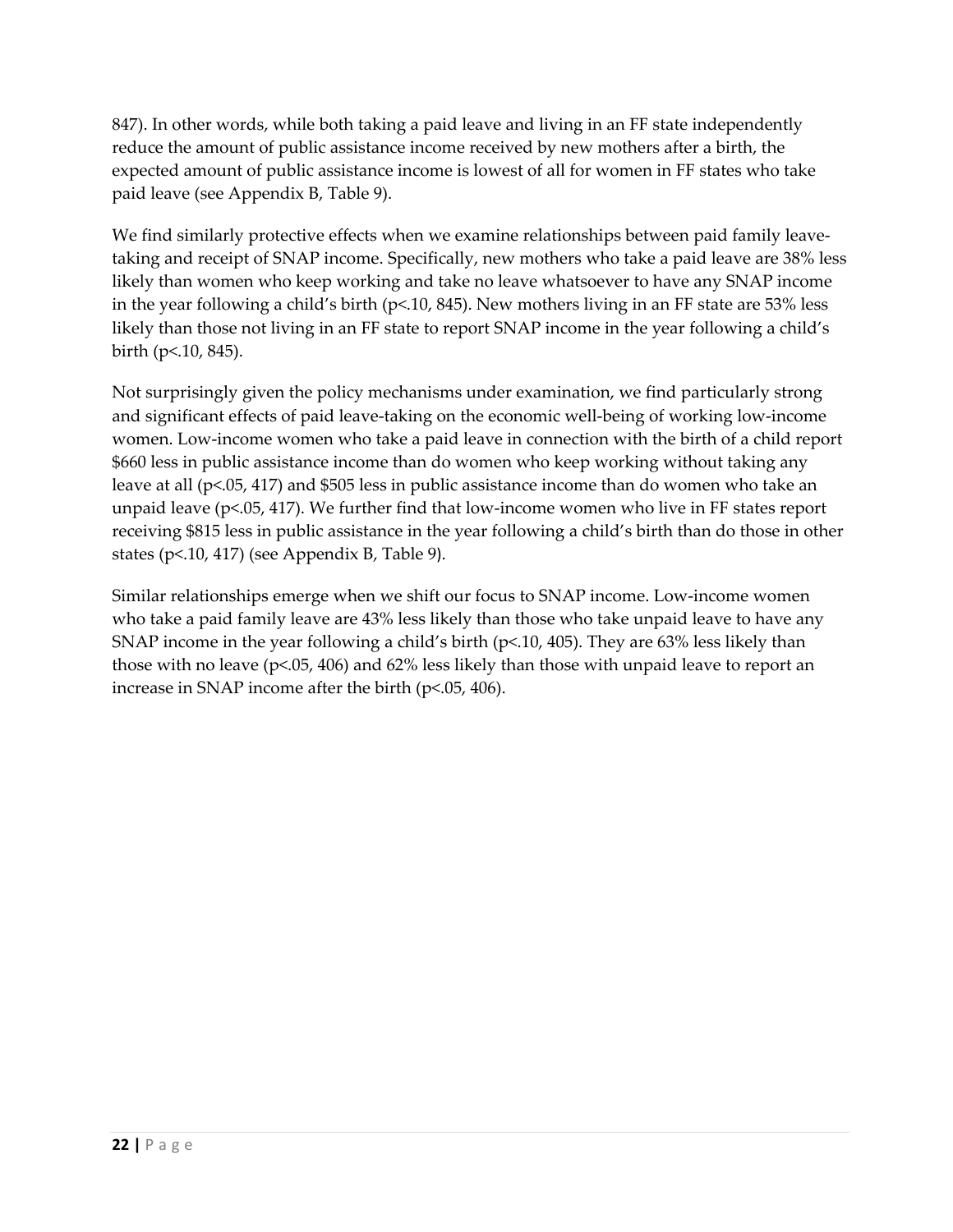847). In other words, while both taking a paid leave and living in an FF state independently reduce the amount of public assistance income received by new mothers after a birth, the expected amount of public assistance income is lowest of all for women in FF states who take paid leave (see Appendix B, Table 9).

We find similarly protective effects when we examine relationships between paid family leave-taking and receipt of SNAP income. Specifically, new mothers who take a paid leave are 38% less likely than women who keep working and take no leave whatsoever to have any SNAP income in the year following a child's birth ($p<.10$, 845). New mothers living in an FF state are 53% less likely than those not living in an FF state to report SNAP income in the year following a child's birth ($p<.10$, 845).

Not surprisingly given the policy mechanisms under examination, we find particularly strong and significant effects of paid leave-taking on the economic well-being of working low-income women. Low-income women who take a paid leave in connection with the birth of a child report $660 less in public assistance income than do women who keep working without taking any leave at all ($p<.05$, 417) and $505 less in public assistance income than do women who take an unpaid leave ($p<.05$, 417). We further find that low-income women who live in FF states report receiving $815 less in public assistance in the year following a child's birth than do those in other states ($p<.10$, 417) (see Appendix B, Table 9).

Similar relationships emerge when we shift our focus to SNAP income. Low-income women who take a paid family leave are 43% less likely than those who take unpaid leave to have any SNAP income in the year following a child's birth ($p<.10$, 405). They are 63% less likely than those with no leave ($p<.05$, 406) and 62% less likely than those with unpaid leave to report an increase in SNAP income after the birth ($p<.05$, 406).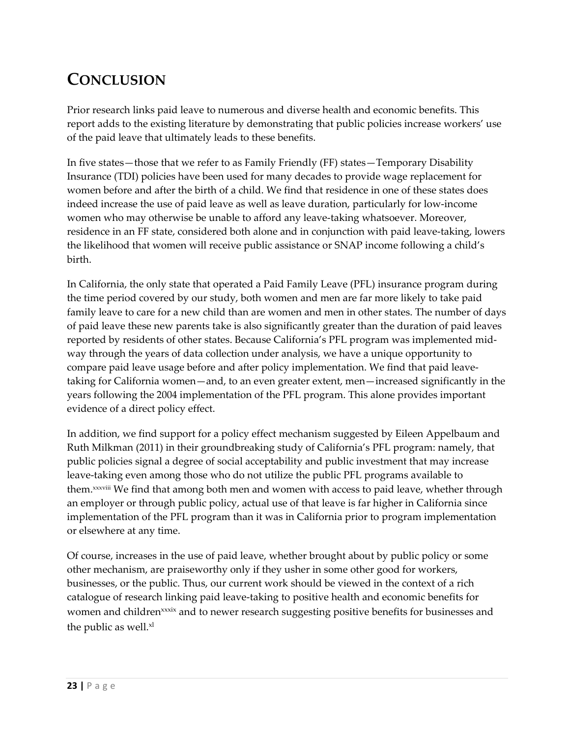# Conclusion

Prior research links paid leave to numerous and diverse health and economic benefits. This report adds to the existing literature by demonstrating that public policies increase workers' use of the paid leave that ultimately leads to these benefits.

In five states—those that we refer to as Family Friendly (FF) states—Temporary Disability Insurance (TDI) policies have been used for many decades to provide wage replacement for women before and after the birth of a child. We find that residence in one of these states does indeed increase the use of paid leave as well as leave duration, particularly for low-income women who may otherwise be unable to afford any leave-taking whatsoever. Moreover, residence in an FF state, considered both alone and in conjunction with paid leave-taking, lowers the likelihood that women will receive public assistance or SNAP income following a child's birth.

In California, the only state that operated a Paid Family Leave (PFL) insurance program during the time period covered by our study, both women and men are far more likely to take paid family leave to care for a new child than are women and men in other states. The number of days of paid leave these new parents take is also significantly greater than the duration of paid leaves reported by residents of other states. Because California's PFL program was implemented mid-way through the years of data collection under analysis, we have a unique opportunity to compare paid leave usage before and after policy implementation. We find that paid leave-taking for California women—and, to an even greater extent, men—increased significantly in the years following the 2004 implementation of the PFL program. This alone provides important evidence of a direct policy effect.

In addition, we find support for a policy effect mechanism suggested by Eileen Appelbaum and Ruth Milkman (2011) in their groundbreaking study of California's PFL program: namely, that public policies signal a degree of social acceptability and public investment that may increase leave-taking even among those who do not utilize the public PFL programs available to them.[xxxviii] We find that among both men and women with access to paid leave, whether through an employer or through public policy, actual use of that leave is far higher in California since implementation of the PFL program than it was in California prior to program implementation or elsewhere at any time.

Of course, increases in the use of paid leave, whether brought about by public policy or some other mechanism, are praiseworthy only if they usher in some other good for workers, businesses, or the public. Thus, our current work should be viewed in the context of a rich catalogue of research linking paid leave-taking to positive health and economic benefits for women and children[xxxix] and to newer research suggesting positive benefits for businesses and the public as well.[xl]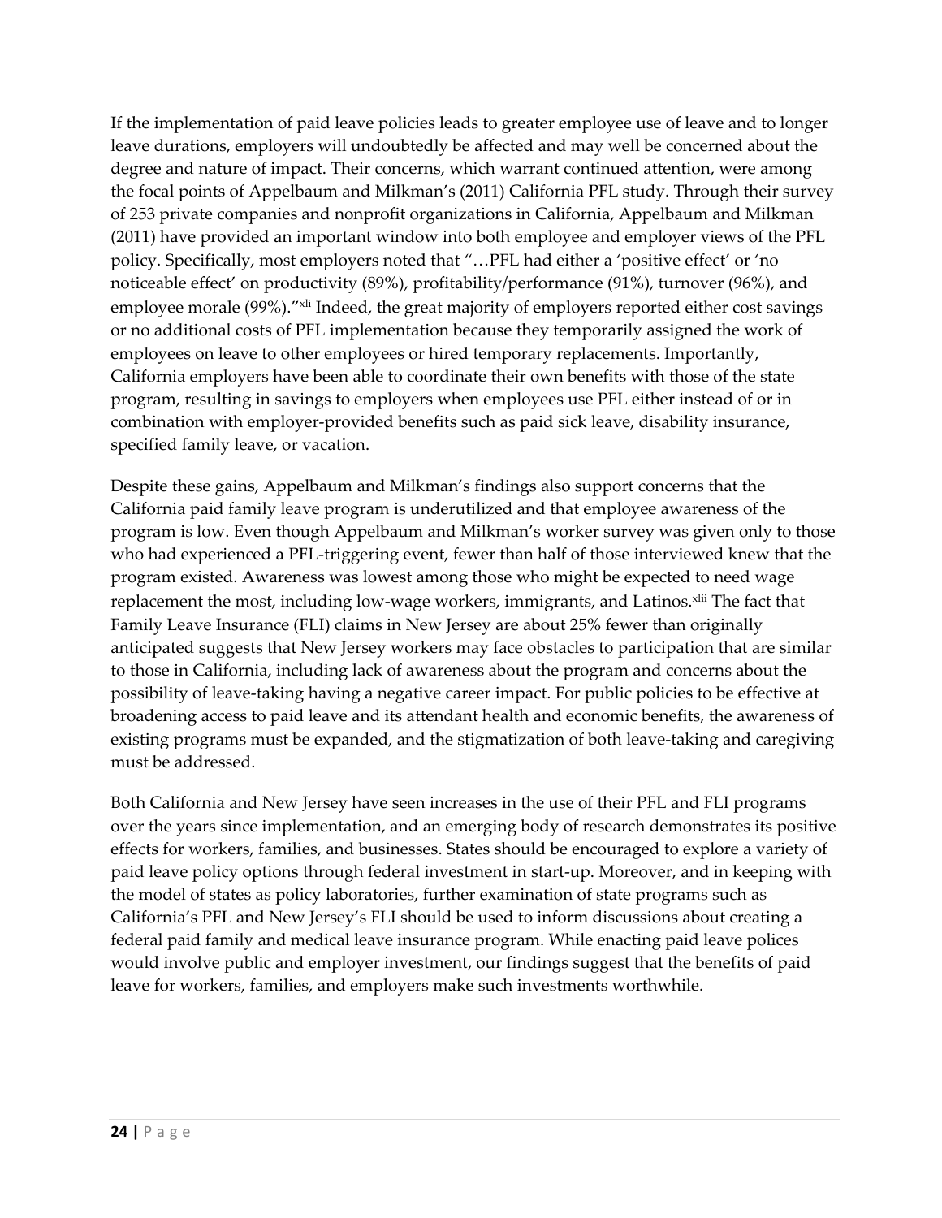If the implementation of paid leave policies leads to greater employee use of leave and to longer leave durations, employers will undoubtedly be affected and may well be concerned about the degree and nature of impact. Their concerns, which warrant continued attention, were among the focal points of Appelbaum and Milkman's (2011) California PFL study. Through their survey of 253 private companies and nonprofit organizations in California, Appelbaum and Milkman (2011) have provided an important window into both employee and employer views of the PFL policy. Specifically, most employers noted that "…PFL had either a 'positive effect' or 'no noticeable effect' on productivity (89%), profitability/performance (91%), turnover (96%), and employee morale (99%)."[xli] Indeed, the great majority of employers reported either cost savings or no additional costs of PFL implementation because they temporarily assigned the work of employees on leave to other employees or hired temporary replacements. Importantly, California employers have been able to coordinate their own benefits with those of the state program, resulting in savings to employers when employees use PFL either instead of or in combination with employer-provided benefits such as paid sick leave, disability insurance, specified family leave, or vacation.

Despite these gains, Appelbaum and Milkman's findings also support concerns that the California paid family leave program is underutilized and that employee awareness of the program is low. Even though Appelbaum and Milkman's worker survey was given only to those who had experienced a PFL-triggering event, fewer than half of those interviewed knew that the program existed. Awareness was lowest among those who might be expected to need wage replacement the most, including low-wage workers, immigrants, and Latinos.[xlii] The fact that Family Leave Insurance (FLI) claims in New Jersey are about 25% fewer than originally anticipated suggests that New Jersey workers may face obstacles to participation that are similar to those in California, including lack of awareness about the program and concerns about the possibility of leave-taking having a negative career impact. For public policies to be effective at broadening access to paid leave and its attendant health and economic benefits, the awareness of existing programs must be expanded, and the stigmatization of both leave-taking and caregiving must be addressed.

Both California and New Jersey have seen increases in the use of their PFL and FLI programs over the years since implementation, and an emerging body of research demonstrates its positive effects for workers, families, and businesses. States should be encouraged to explore a variety of paid leave policy options through federal investment in start-up. Moreover, and in keeping with the model of states as policy laboratories, further examination of state programs such as California's PFL and New Jersey's FLI should be used to inform discussions about creating a federal paid family and medical leave insurance program. While enacting paid leave polices would involve public and employer investment, our findings suggest that the benefits of paid leave for workers, families, and employers make such investments worthwhile.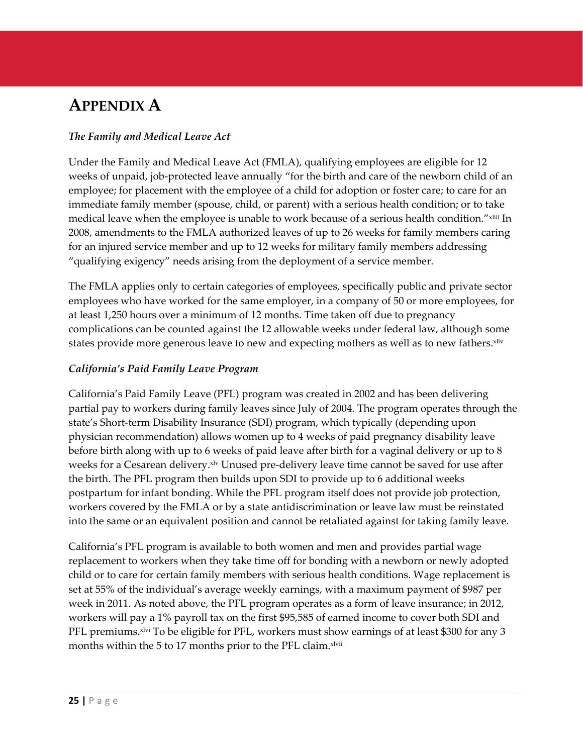# APPENDIX A

*The Family and Medical Leave Act*

Under the Family and Medical Leave Act (FMLA), qualifying employees are eligible for 12 weeks of unpaid, job-protected leave annually "for the birth and care of the newborn child of an employee; for placement with the employee of a child for adoption or foster care; to care for an immediate family member (spouse, child, or parent) with a serious health condition; or to take medical leave when the employee is unable to work because of a serious health condition."[xliii] In 2008, amendments to the FMLA authorized leaves of up to 26 weeks for family members caring for an injured service member and up to 12 weeks for military family members addressing "qualifying exigency" needs arising from the deployment of a service member.

The FMLA applies only to certain categories of employees, specifically public and private sector employees who have worked for the same employer, in a company of 50 or more employees, for at least 1,250 hours over a minimum of 12 months. Time taken off due to pregnancy complications can be counted against the 12 allowable weeks under federal law, although some states provide more generous leave to new and expecting mothers as well as to new fathers.[xliv]

*California's Paid Family Leave Program*

California's Paid Family Leave (PFL) program was created in 2002 and has been delivering partial pay to workers during family leaves since July of 2004. The program operates through the state's Short-term Disability Insurance (SDI) program, which typically (depending upon physician recommendation) allows women up to 4 weeks of paid pregnancy disability leave before birth along with up to 6 weeks of paid leave after birth for a vaginal delivery or up to 8 weeks for a Cesarean delivery.[xlv] Unused pre-delivery leave time cannot be saved for use after the birth. The PFL program then builds upon SDI to provide up to 6 additional weeks postpartum for infant bonding. While the PFL program itself does not provide job protection, workers covered by the FMLA or by a state antidiscrimination or leave law must be reinstated into the same or an equivalent position and cannot be retaliated against for taking family leave.

California's PFL program is available to both women and men and provides partial wage replacement to workers when they take time off for bonding with a newborn or newly adopted child or to care for certain family members with serious health conditions. Wage replacement is set at 55% of the individual's average weekly earnings, with a maximum payment of $987 per week in 2011. As noted above, the PFL program operates as a form of leave insurance; in 2012, workers will pay a 1% payroll tax on the first $95,585 of earned income to cover both SDI and PFL premiums.[xlvi] To be eligible for PFL, workers must show earnings of at least $300 for any 3 months within the 5 to 17 months prior to the PFL claim.[xlvii]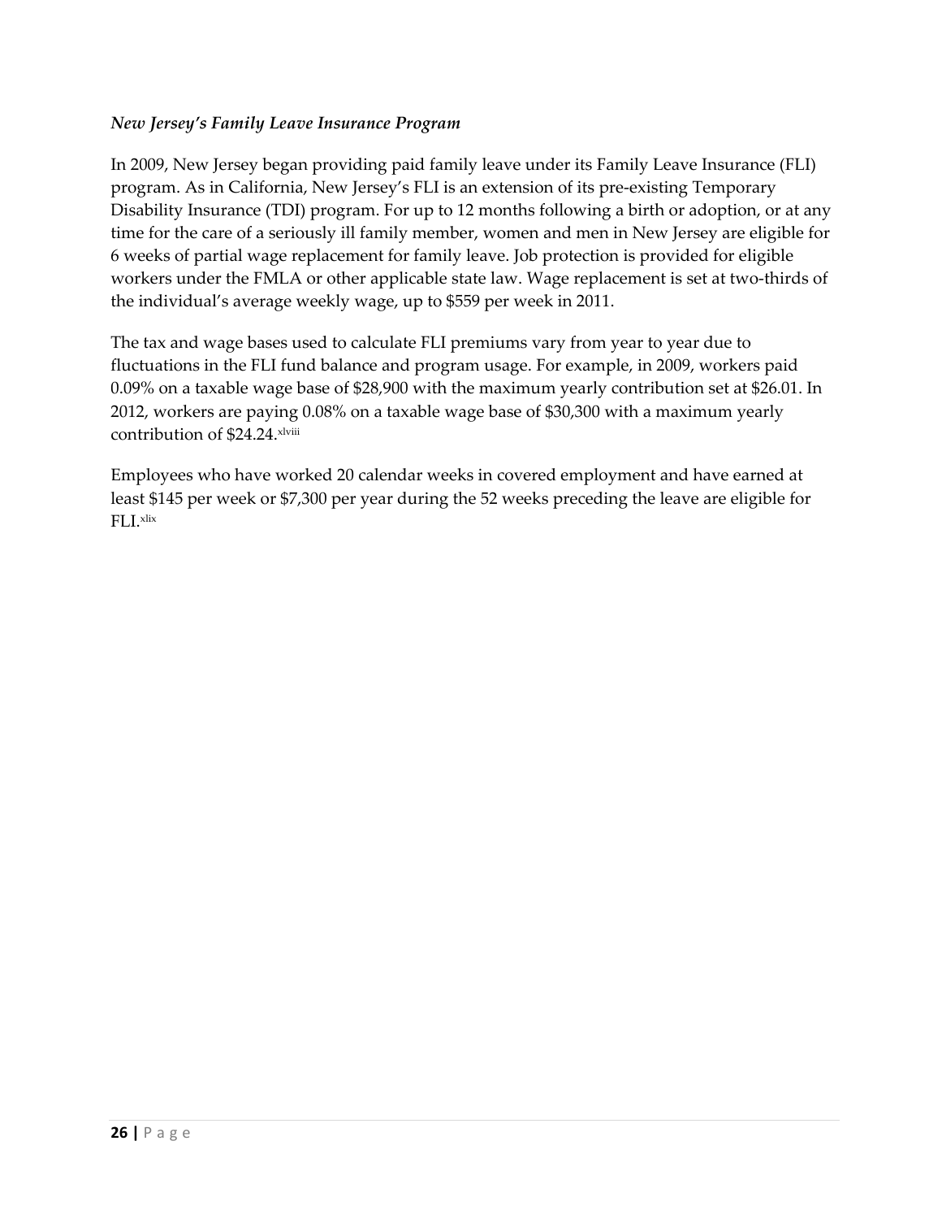*New Jersey's Family Leave Insurance Program*

In 2009, New Jersey began providing paid family leave under its Family Leave Insurance (FLI) program. As in California, New Jersey's FLI is an extension of its pre-existing Temporary Disability Insurance (TDI) program. For up to 12 months following a birth or adoption, or at any time for the care of a seriously ill family member, women and men in New Jersey are eligible for 6 weeks of partial wage replacement for family leave. Job protection is provided for eligible workers under the FMLA or other applicable state law. Wage replacement is set at two-thirds of the individual's average weekly wage, up to $559 per week in 2011.

The tax and wage bases used to calculate FLI premiums vary from year to year due to fluctuations in the FLI fund balance and program usage. For example, in 2009, workers paid 0.09% on a taxable wage base of $28,900 with the maximum yearly contribution set at $26.01. In 2012, workers are paying 0.08% on a taxable wage base of $30,300 with a maximum yearly contribution of $24.24.[xlviii]

Employees who have worked 20 calendar weeks in covered employment and have earned at least $145 per week or $7,300 per year during the 52 weeks preceding the leave are eligible for FLI.[xlix]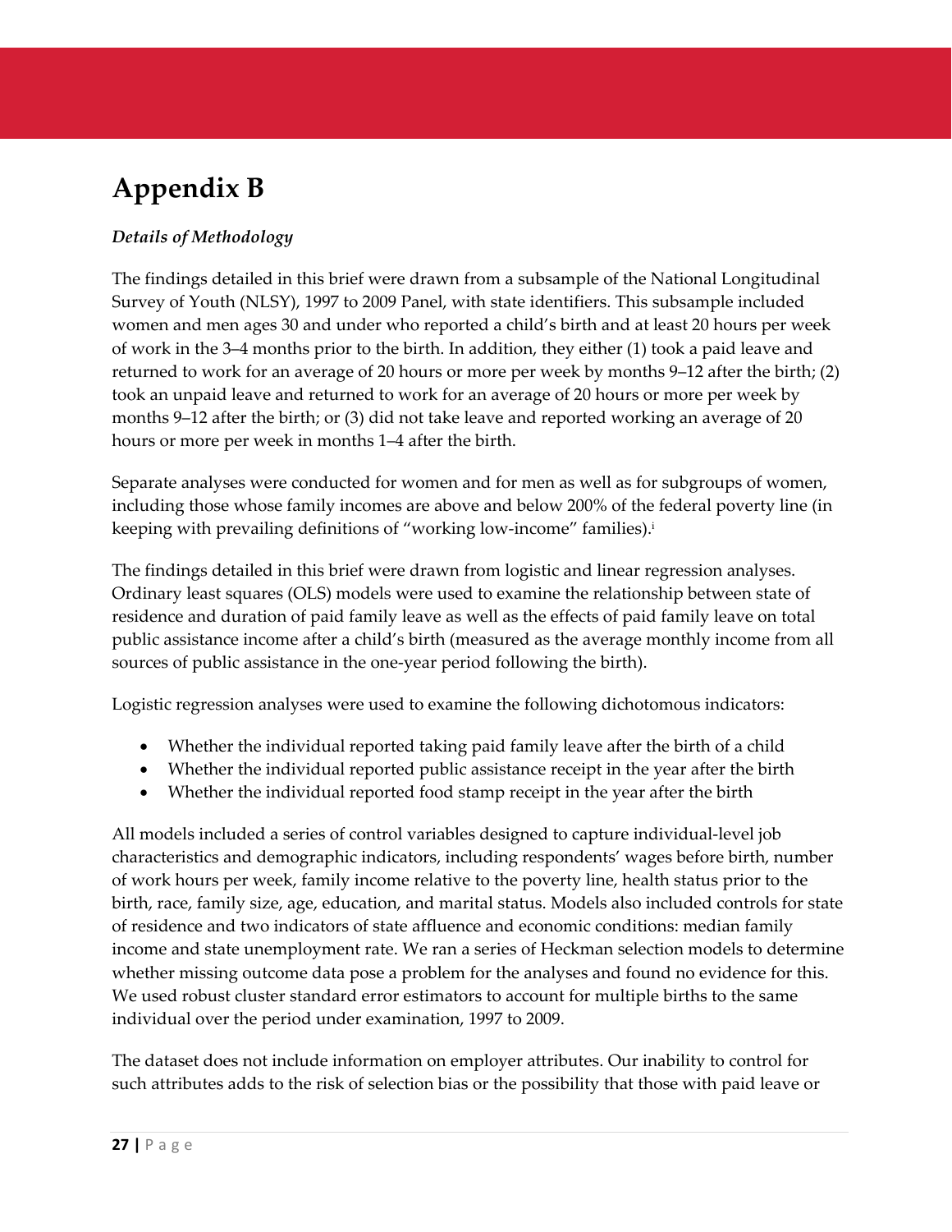# Appendix B

***Details of Methodology***

The findings detailed in this brief were drawn from a subsample of the National Longitudinal Survey of Youth (NLSY), 1997 to 2009 Panel, with state identifiers. This subsample included women and men ages 30 and under who reported a child's birth and at least 20 hours per week of work in the 3–4 months prior to the birth. In addition, they either (1) took a paid leave and returned to work for an average of 20 hours or more per week by months 9–12 after the birth; (2) took an unpaid leave and returned to work for an average of 20 hours or more per week by months 9–12 after the birth; or (3) did not take leave and reported working an average of 20 hours or more per week in months 1–4 after the birth.

Separate analyses were conducted for women and for men as well as for subgroups of women, including those whose family incomes are above and below 200% of the federal poverty line (in keeping with prevailing definitions of "working low-income" families).[i]

The findings detailed in this brief were drawn from logistic and linear regression analyses. Ordinary least squares (OLS) models were used to examine the relationship between state of residence and duration of paid family leave as well as the effects of paid family leave on total public assistance income after a child's birth (measured as the average monthly income from all sources of public assistance in the one-year period following the birth).

Logistic regression analyses were used to examine the following dichotomous indicators:

- Whether the individual reported taking paid family leave after the birth of a child
- Whether the individual reported public assistance receipt in the year after the birth
- Whether the individual reported food stamp receipt in the year after the birth

All models included a series of control variables designed to capture individual-level job characteristics and demographic indicators, including respondents' wages before birth, number of work hours per week, family income relative to the poverty line, health status prior to the birth, race, family size, age, education, and marital status. Models also included controls for state of residence and two indicators of state affluence and economic conditions: median family income and state unemployment rate. We ran a series of Heckman selection models to determine whether missing outcome data pose a problem for the analyses and found no evidence for this. We used robust cluster standard error estimators to account for multiple births to the same individual over the period under examination, 1997 to 2009.

The dataset does not include information on employer attributes. Our inability to control for such attributes adds to the risk of selection bias or the possibility that those with paid leave or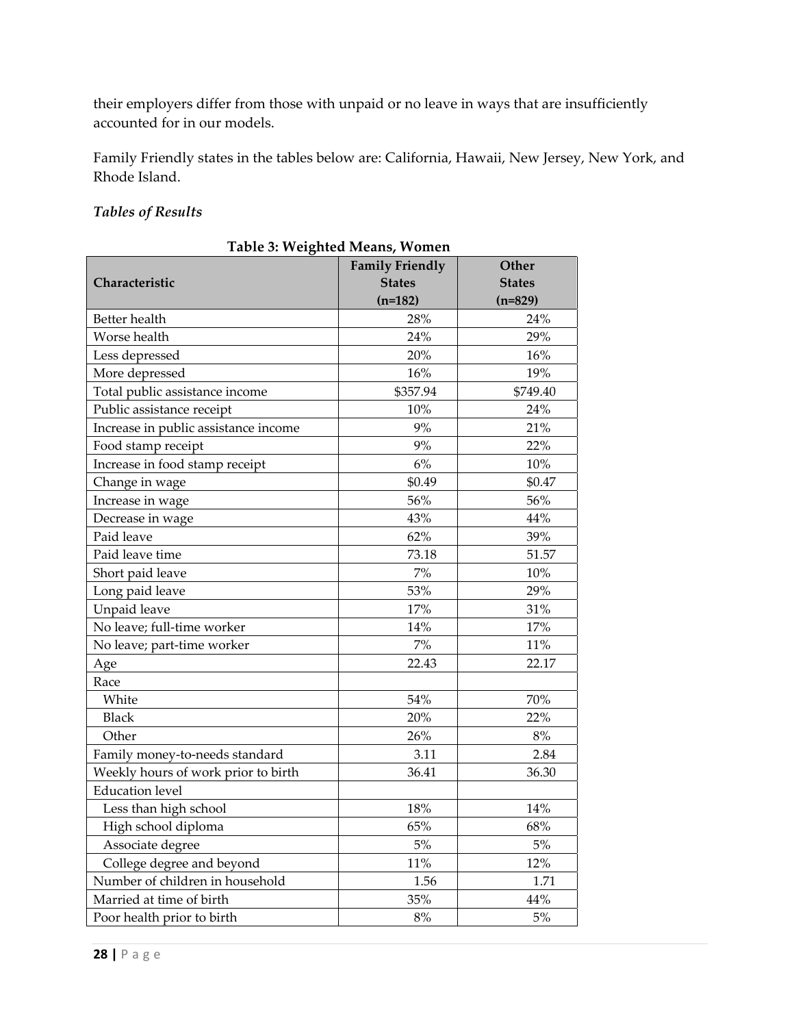their employers differ from those with unpaid or no leave in ways that are insufficiently accounted for in our models.

Family Friendly states in the tables below are: California, Hawaii, New Jersey, New York, and Rhode Island.

*Tables of Results*

**Table 3: Weighted Means, Women**

| Characteristic | Family Friendly States (n=182) | Other States (n=829) |
|---|---|---|
| Better health | 28% | 24% |
| Worse health | 24% | 29% |
| Less depressed | 20% | 16% |
| More depressed | 16% | 19% |
| Total public assistance income | $357.94 | $749.40 |
| Public assistance receipt | 10% | 24% |
| Increase in public assistance income | 9% | 21% |
| Food stamp receipt | 9% | 22% |
| Increase in food stamp receipt | 6% | 10% |
| Change in wage | $0.49 | $0.47 |
| Increase in wage | 56% | 56% |
| Decrease in wage | 43% | 44% |
| Paid leave | 62% | 39% |
| Paid leave time | 73.18 | 51.57 |
| Short paid leave | 7% | 10% |
| Long paid leave | 53% | 29% |
| Unpaid leave | 17% | 31% |
| No leave; full-time worker | 14% | 17% |
| No leave; part-time worker | 7% | 11% |
| Age | 22.43 | 22.17 |
| Race | | |
| White | 54% | 70% |
| Black | 20% | 22% |
| Other | 26% | 8% |
| Family money-to-needs standard | 3.11 | 2.84 |
| Weekly hours of work prior to birth | 36.41 | 36.30 |
| Education level | | |
| Less than high school | 18% | 14% |
| High school diploma | 65% | 68% |
| Associate degree | 5% | 5% |
| College degree and beyond | 11% | 12% |
| Number of children in household | 1.56 | 1.71 |
| Married at time of birth | 35% | 44% |
| Poor health prior to birth | 8% | 5% |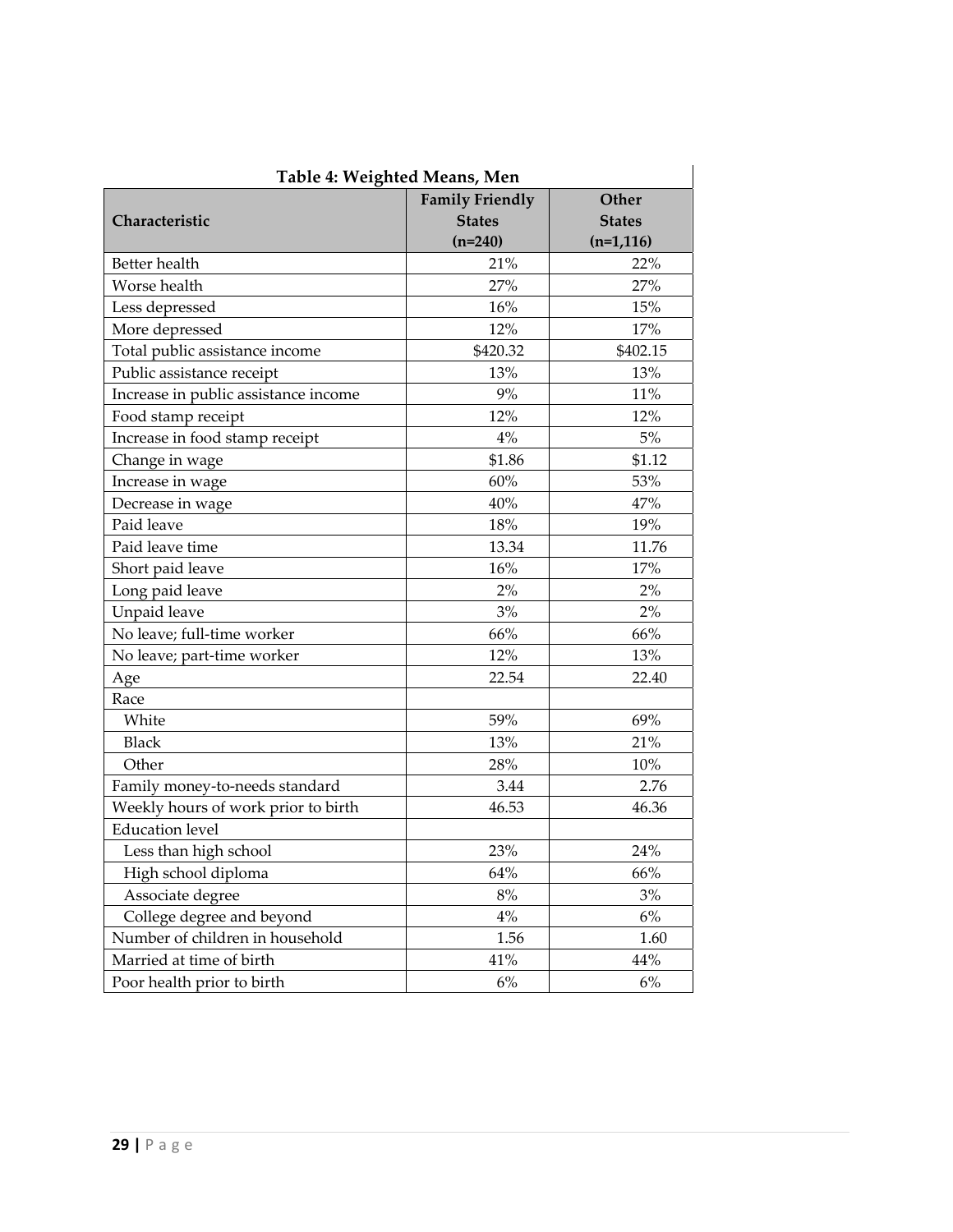**Table 4: Weighted Means, Men**

| Characteristic | Family Friendly States (n=240) | Other States (n=1,116) |
|---|---|---|
| Better health | 21% | 22% |
| Worse health | 27% | 27% |
| Less depressed | 16% | 15% |
| More depressed | 12% | 17% |
| Total public assistance income | $420.32 | $402.15 |
| Public assistance receipt | 13% | 13% |
| Increase in public assistance income | 9% | 11% |
| Food stamp receipt | 12% | 12% |
| Increase in food stamp receipt | 4% | 5% |
| Change in wage | $1.86 | $1.12 |
| Increase in wage | 60% | 53% |
| Decrease in wage | 40% | 47% |
| Paid leave | 18% | 19% |
| Paid leave time | 13.34 | 11.76 |
| Short paid leave | 16% | 17% |
| Long paid leave | 2% | 2% |
| Unpaid leave | 3% | 2% |
| No leave; full-time worker | 66% | 66% |
| No leave; part-time worker | 12% | 13% |
| Age | 22.54 | 22.40 |
| Race | | |
| White | 59% | 69% |
| Black | 13% | 21% |
| Other | 28% | 10% |
| Family money-to-needs standard | 3.44 | 2.76 |
| Weekly hours of work prior to birth | 46.53 | 46.36 |
| Education level | | |
| Less than high school | 23% | 24% |
| High school diploma | 64% | 66% |
| Associate degree | 8% | 3% |
| College degree and beyond | 4% | 6% |
| Number of children in household | 1.56 | 1.60 |
| Married at time of birth | 41% | 44% |
| Poor health prior to birth | 6% | 6% |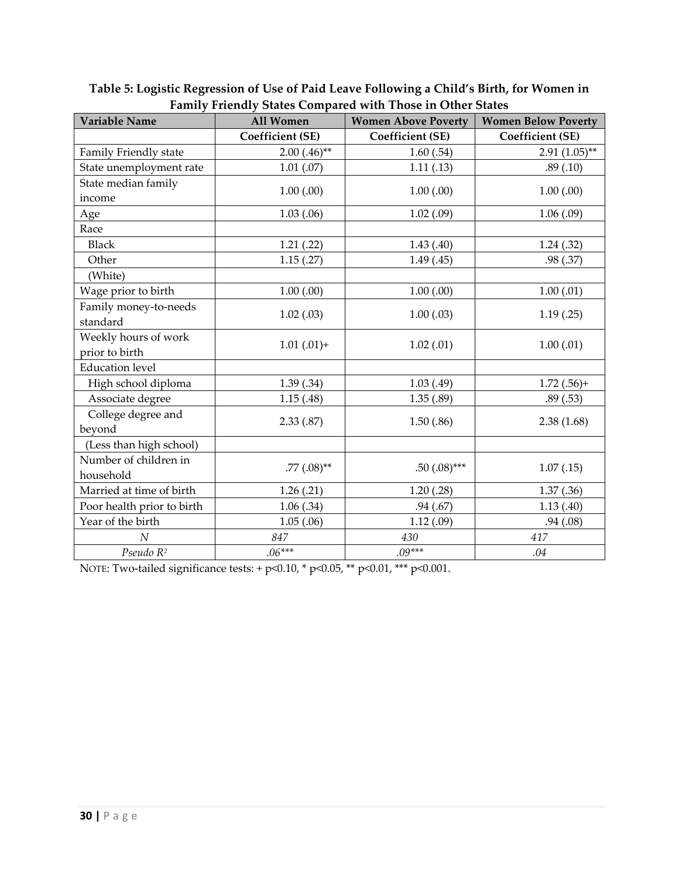**Table 5: Logistic Regression of Use of Paid Leave Following a Child's Birth, for Women in Family Friendly States Compared with Those in Other States**

| Variable Name | All Women | Women Above Poverty | Women Below Poverty |
|---|---|---|---|
| | **Coefficient (SE)** | **Coefficient (SE)** | **Coefficient (SE)** |
| Family Friendly state | 2.00 (.46)** | 1.60 (.54) | 2.91 (1.05)** |
| State unemployment rate | 1.01 (.07) | 1.11 (.13) | .89 (.10) |
| State median family income | 1.00 (.00) | 1.00 (.00) | 1.00 (.00) |
| Age | 1.03 (.06) | 1.02 (.09) | 1.06 (.09) |
| Race | | | |
| Black | 1.21 (.22) | 1.43 (.40) | 1.24 (.32) |
| Other | 1.15 (.27) | 1.49 (.45) | .98 (.37) |
| (White) | | | |
| Wage prior to birth | 1.00 (.00) | 1.00 (.00) | 1.00 (.01) |
| Family money-to-needs standard | 1.02 (.03) | 1.00 (.03) | 1.19 (.25) |
| Weekly hours of work prior to birth | 1.01 (.01)+ | 1.02 (.01) | 1.00 (.01) |
| Education level | | | |
| High school diploma | 1.39 (.34) | 1.03 (.49) | 1.72 (.56)+ |
| Associate degree | 1.15 (.48) | 1.35 (.89) | .89 (.53) |
| College degree and beyond | 2.33 (.87) | 1.50 (.86) | 2.38 (1.68) |
| (Less than high school) | | | |
| Number of children in household | .77 (.08)** | .50 (.08)*** | 1.07 (.15) |
| Married at time of birth | 1.26 (.21) | 1.20 (.28) | 1.37 (.36) |
| Poor health prior to birth | 1.06 (.34) | .94 (.67) | 1.13 (.40) |
| Year of the birth | 1.05 (.06) | 1.12 (.09) | .94 (.08) |
| *N* | *847* | *430* | *417* |
| *Pseudo $R^2$* | *.06**** | *.09**** | *.04* |

NOTE: Two-tailed significance tests: + p<0.10, * p<0.05, ** p<0.01, *** p<0.001.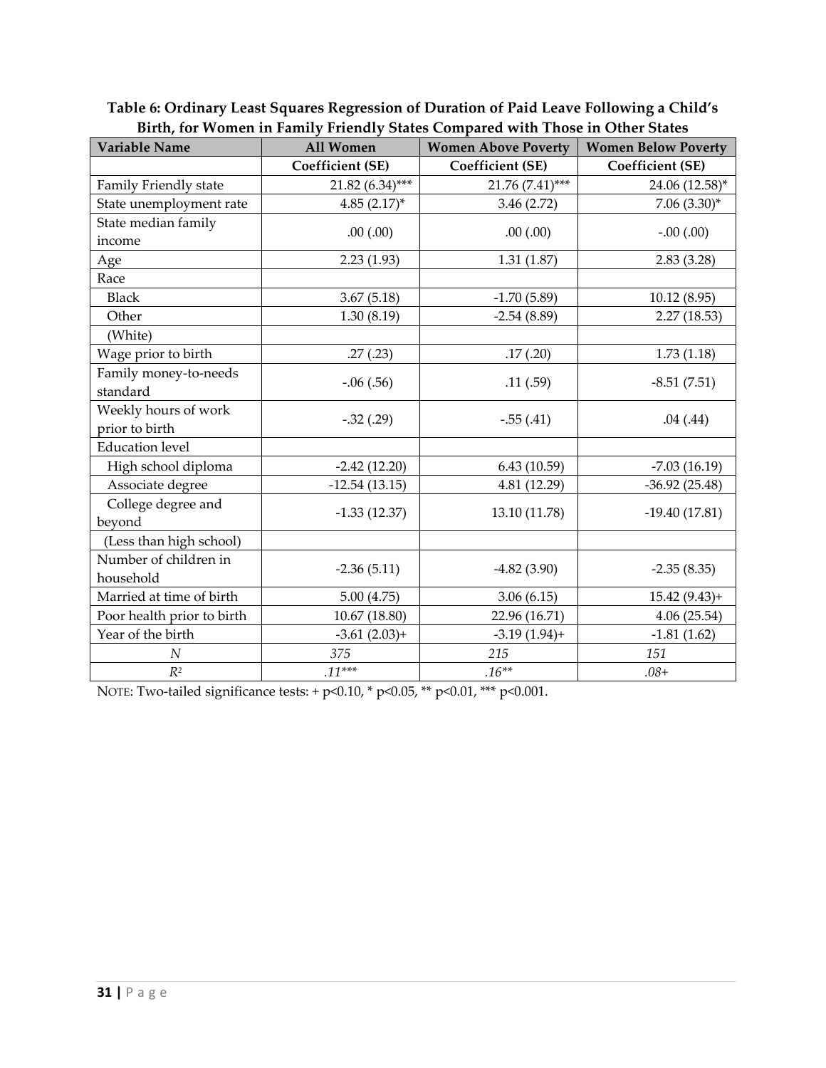**Table 6: Ordinary Least Squares Regression of Duration of Paid Leave Following a Child's Birth, for Women in Family Friendly States Compared with Those in Other States**

| Variable Name | All Women | Women Above Poverty | Women Below Poverty |
|---|---|---|---|
| | Coefficient (SE) | Coefficient (SE) | Coefficient (SE) |
| Family Friendly state | 21.82 (6.34)*** | 21.76 (7.41)*** | 24.06 (12.58)* |
| State unemployment rate | 4.85 (2.17)* | 3.46 (2.72) | 7.06 (3.30)* |
| State median family income | .00 (.00) | .00 (.00) | -.00 (.00) |
| Age | 2.23 (1.93) | 1.31 (1.87) | 2.83 (3.28) |
| Race | | | |
| Black | 3.67 (5.18) | -1.70 (5.89) | 10.12 (8.95) |
| Other | 1.30 (8.19) | -2.54 (8.89) | 2.27 (18.53) |
| (White) | | | |
| Wage prior to birth | .27 (.23) | .17 (.20) | 1.73 (1.18) |
| Family money-to-needs standard | -.06 (.56) | .11 (.59) | -8.51 (7.51) |
| Weekly hours of work prior to birth | -.32 (.29) | -.55 (.41) | .04 (.44) |
| Education level | | | |
| High school diploma | -2.42 (12.20) | 6.43 (10.59) | -7.03 (16.19) |
| Associate degree | -12.54 (13.15) | 4.81 (12.29) | -36.92 (25.48) |
| College degree and beyond | -1.33 (12.37) | 13.10 (11.78) | -19.40 (17.81) |
| (Less than high school) | | | |
| Number of children in household | -2.36 (5.11) | -4.82 (3.90) | -2.35 (8.35) |
| Married at time of birth | 5.00 (4.75) | 3.06 (6.15) | 15.42 (9.43)+ |
| Poor health prior to birth | 10.67 (18.80) | 22.96 (16.71) | 4.06 (25.54) |
| Year of the birth | -3.61 (2.03)+ | -3.19 (1.94)+ | -1.81 (1.62) |
| *N* | *375* | *215* | *151* |
| $R^2$ | *.11**** | *.16*** | *.08+* |

NOTE: Two-tailed significance tests: + p<0.10, * p<0.05, ** p<0.01, *** p<0.001.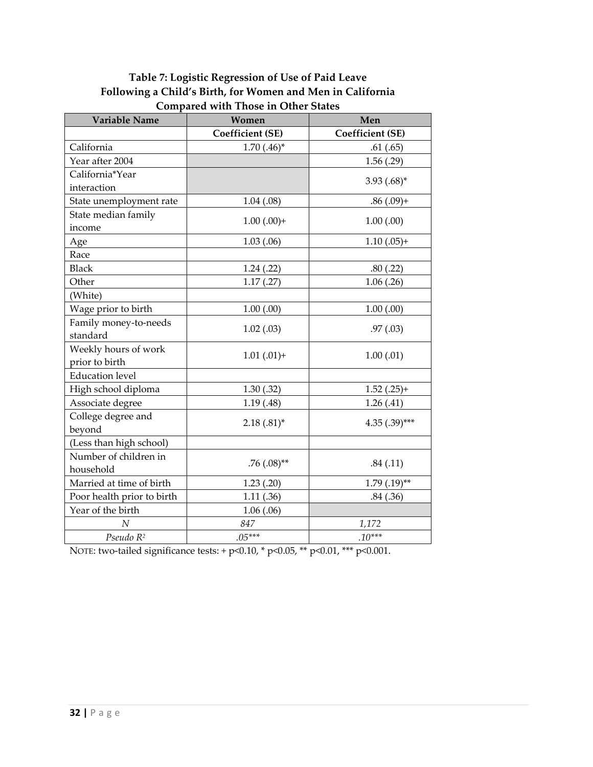**Table 7: Logistic Regression of Use of Paid Leave Following a Child's Birth, for Women and Men in California Compared with Those in Other States**

| Variable Name | Women | Men |
|---|---|---|
| | Coefficient (SE) | Coefficient (SE) |
| California | 1.70 (.46)* | .61 (.65) |
| Year after 2004 | | 1.56 (.29) |
| California*Year interaction | | 3.93 (.68)* |
| State unemployment rate | 1.04 (.08) | .86 (.09)+ |
| State median family income | 1.00 (.00)+ | 1.00 (.00) |
| Age | 1.03 (.06) | 1.10 (.05)+ |
| Race | | |
| Black | 1.24 (.22) | .80 (.22) |
| Other | 1.17 (.27) | 1.06 (.26) |
| (White) | | |
| Wage prior to birth | 1.00 (.00) | 1.00 (.00) |
| Family money-to-needs standard | 1.02 (.03) | .97 (.03) |
| Weekly hours of work prior to birth | 1.01 (.01)+ | 1.00 (.01) |
| Education level | | |
| High school diploma | 1.30 (.32) | 1.52 (.25)+ |
| Associate degree | 1.19 (.48) | 1.26 (.41) |
| College degree and beyond | 2.18 (.81)* | 4.35 (.39)*** |
| (Less than high school) | | |
| Number of children in household | .76 (.08)** | .84 (.11) |
| Married at time of birth | 1.23 (.20) | 1.79 (.19)** |
| Poor health prior to birth | 1.11 (.36) | .84 (.36) |
| Year of the birth | 1.06 (.06) | |
| *N* | *847* | *1,172* |
| *Pseudo $R^2$* | *.05**** | *.10**** |

NOTE: two-tailed significance tests: + $p<0.10$, * $p<0.05$, ** $p<0.01$, *** $p<0.001$.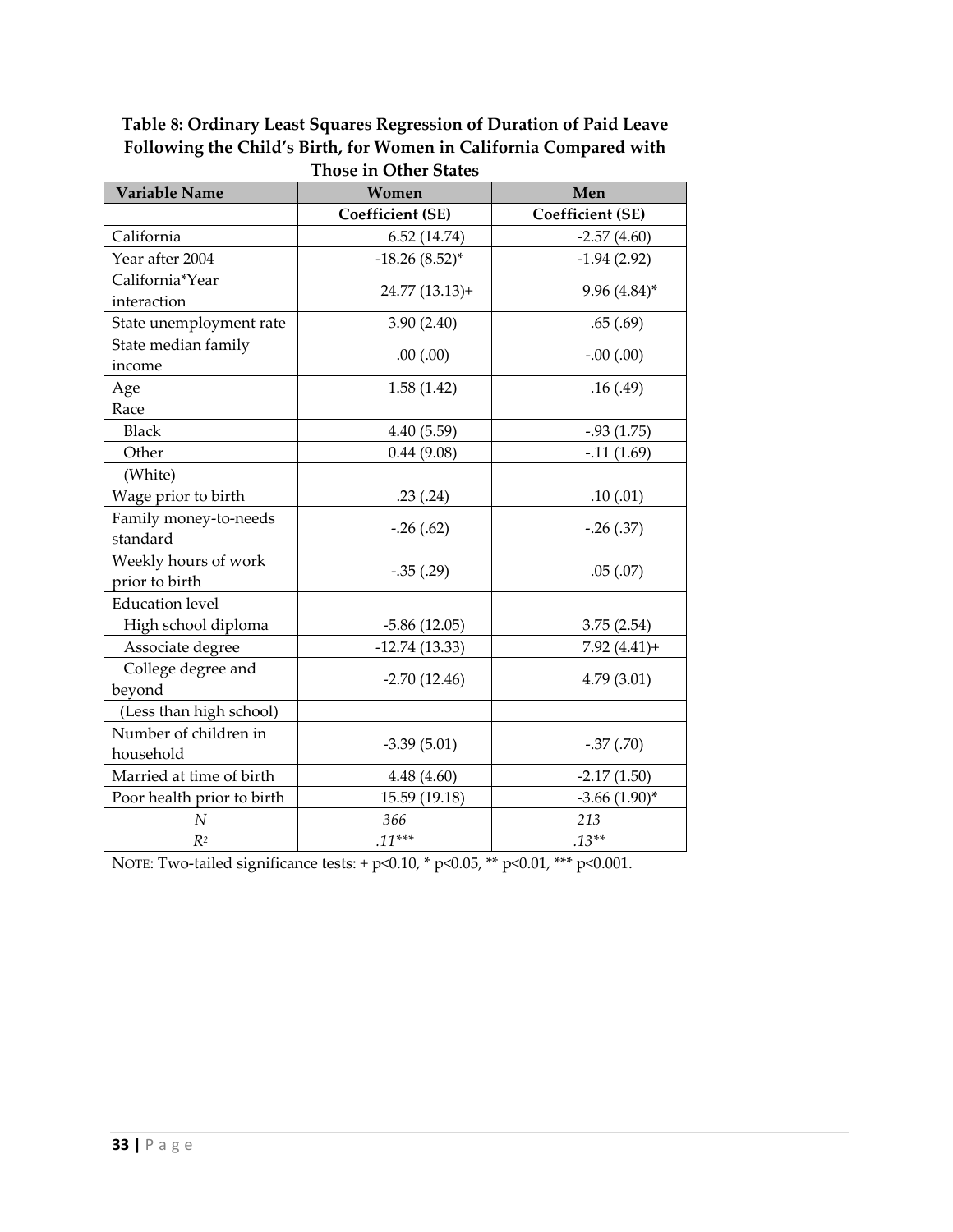**Table 8: Ordinary Least Squares Regression of Duration of Paid Leave Following the Child's Birth, for Women in California Compared with Those in Other States**

| Variable Name | Women | Men |
|---|---|---|
| | Coefficient (SE) | Coefficient (SE) |
| California | 6.52 (14.74) | -2.57 (4.60) |
| Year after 2004 | -18.26 (8.52)* | -1.94 (2.92) |
| California*Year interaction | 24.77 (13.13)+ | 9.96 (4.84)* |
| State unemployment rate | 3.90 (2.40) | .65 (.69) |
| State median family income | .00 (.00) | -.00 (.00) |
| Age | 1.58 (1.42) | .16 (.49) |
| Race | | |
| Black | 4.40 (5.59) | -.93 (1.75) |
| Other | 0.44 (9.08) | -.11 (1.69) |
| (White) | | |
| Wage prior to birth | .23 (.24) | .10 (.01) |
| Family money-to-needs standard | -.26 (.62) | -.26 (.37) |
| Weekly hours of work prior to birth | -.35 (.29) | .05 (.07) |
| Education level | | |
| High school diploma | -5.86 (12.05) | 3.75 (2.54) |
| Associate degree | -12.74 (13.33) | 7.92 (4.41)+ |
| College degree and beyond | -2.70 (12.46) | 4.79 (3.01) |
| (Less than high school) | | |
| Number of children in household | -3.39 (5.01) | -.37 (.70) |
| Married at time of birth | 4.48 (4.60) | -2.17 (1.50) |
| Poor health prior to birth | 15.59 (19.18) | -3.66 (1.90)* |
| *N* | *366* | *213* |
| $R^2$ | *.11**** | *.13*** |

NOTE: Two-tailed significance tests: + p<0.10, * p<0.05, ** p<0.01, *** p<0.001.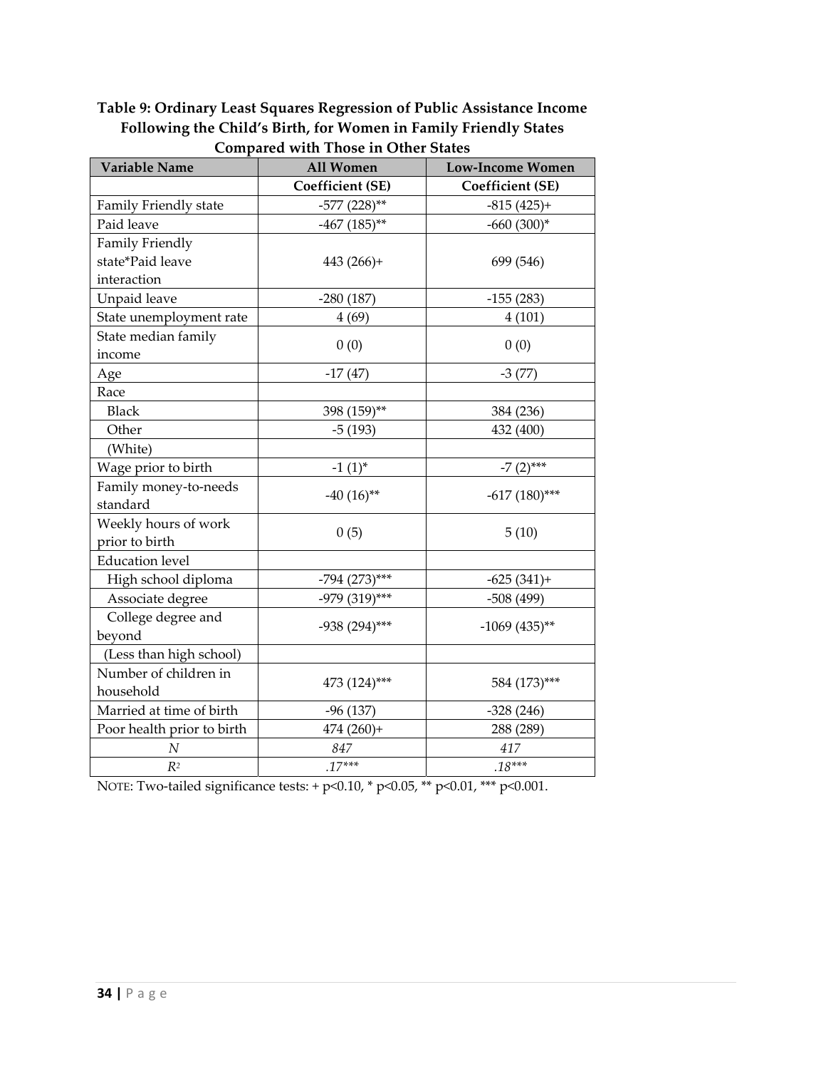**Table 9: Ordinary Least Squares Regression of Public Assistance Income Following the Child's Birth, for Women in Family Friendly States Compared with Those in Other States**

| Variable Name | All Women | Low-Income Women |
|---|---|---|
| | Coefficient (SE) | Coefficient (SE) |
| Family Friendly state | -577 (228)** | -815 (425)+ |
| Paid leave | -467 (185)** | -660 (300)* |
| Family Friendly state*Paid leave interaction | 443 (266)+ | 699 (546) |
| Unpaid leave | -280 (187) | -155 (283) |
| State unemployment rate | 4 (69) | 4 (101) |
| State median family income | 0 (0) | 0 (0) |
| Age | -17 (47) | -3 (77) |
| Race | | |
| Black | 398 (159)** | 384 (236) |
| Other | -5 (193) | 432 (400) |
| (White) | | |
| Wage prior to birth | -1 (1)* | -7 (2)*** |
| Family money-to-needs standard | -40 (16)** | -617 (180)*** |
| Weekly hours of work prior to birth | 0 (5) | 5 (10) |
| Education level | | |
| High school diploma | -794 (273)*** | -625 (341)+ |
| Associate degree | -979 (319)*** | -508 (499) |
| College degree and beyond | -938 (294)*** | -1069 (435)** |
| (Less than high school) | | |
| Number of children in household | 473 (124)*** | 584 (173)*** |
| Married at time of birth | -96 (137) | -328 (246) |
| Poor health prior to birth | 474 (260)+ | 288 (289) |
| *N* | *847* | *417* |
| $R^2$ | *.17**** | *.18**** |

NOTE: Two-tailed significance tests: + $p<0.10$, * $p<0.05$, ** $p<0.01$, *** $p<0.001$.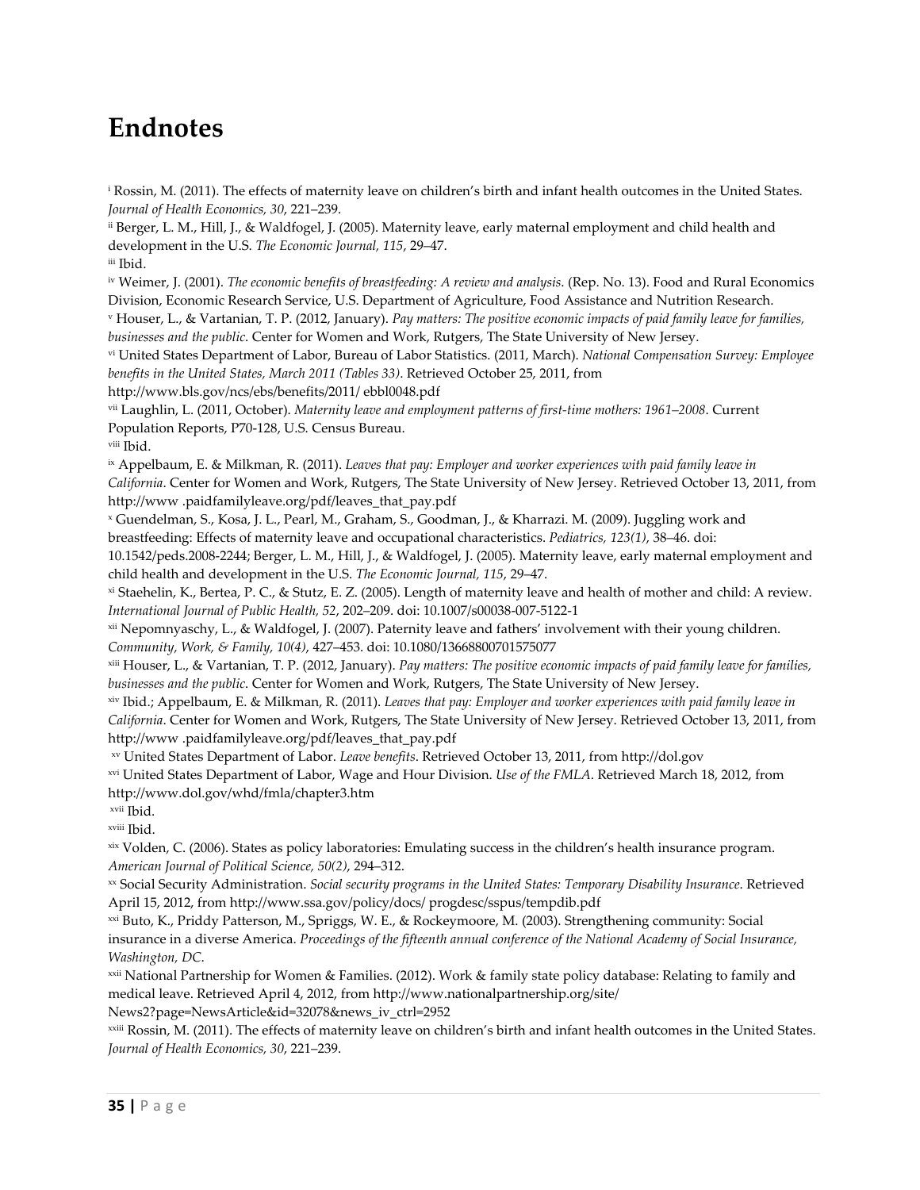# Endnotes

[i] Rossin, M. (2011). The effects of maternity leave on children's birth and infant health outcomes in the United States. *Journal of Health Economics, 30*, 221–239.

[ii] Berger, L. M., Hill, J., & Waldfogel, J. (2005). Maternity leave, early maternal employment and child health and development in the U.S. *The Economic Journal, 115*, 29–47.

[iii] Ibid.

[iv] Weimer, J. (2001). *The economic benefits of breastfeeding: A review and analysis*. (Rep. No. 13). Food and Rural Economics Division, Economic Research Service, U.S. Department of Agriculture, Food Assistance and Nutrition Research.

[v] Houser, L., & Vartanian, T. P. (2012, January). *Pay matters: The positive economic impacts of paid family leave for families, businesses and the public*. Center for Women and Work, Rutgers, The State University of New Jersey.

[vi] United States Department of Labor, Bureau of Labor Statistics. (2011, March). *National Compensation Survey: Employee benefits in the United States, March 2011 (Tables 33)*. Retrieved October 25, 2011, from http://www.bls.gov/ncs/ebs/benefits/2011/ ebbl0048.pdf

[vii] Laughlin, L. (2011, October). *Maternity leave and employment patterns of first-time mothers: 1961–2008*. Current Population Reports, P70-128, U.S. Census Bureau.

[viii] Ibid.

[ix] Appelbaum, E. & Milkman, R. (2011). *Leaves that pay: Employer and worker experiences with paid family leave in California*. Center for Women and Work, Rutgers, The State University of New Jersey. Retrieved October 13, 2011, from http://www .paidfamilyleave.org/pdf/leaves_that_pay.pdf

[x] Guendelman, S., Kosa, J. L., Pearl, M., Graham, S., Goodman, J., & Kharrazi. M. (2009). Juggling work and breastfeeding: Effects of maternity leave and occupational characteristics. *Pediatrics, 123(1)*, 38–46. doi: 10.1542/peds.2008-2244; Berger, L. M., Hill, J., & Waldfogel, J. (2005). Maternity leave, early maternal employment and child health and development in the U.S. *The Economic Journal, 115*, 29–47.

[xi] Staehelin, K., Bertea, P. C., & Stutz, E. Z. (2005). Length of maternity leave and health of mother and child: A review. *International Journal of Public Health, 52*, 202–209. doi: 10.1007/s00038-007-5122-1

[xii] Nepomnyaschy, L., & Waldfogel, J. (2007). Paternity leave and fathers' involvement with their young children. *Community, Work, & Family, 10(4)*, 427–453. doi: 10.1080/13668800701575077

[xiii] Houser, L., & Vartanian, T. P. (2012, January). *Pay matters: The positive economic impacts of paid family leave for families, businesses and the public*. Center for Women and Work, Rutgers, The State University of New Jersey.

[xiv] Ibid.; Appelbaum, E. & Milkman, R. (2011). *Leaves that pay: Employer and worker experiences with paid family leave in California*. Center for Women and Work, Rutgers, The State University of New Jersey. Retrieved October 13, 2011, from http://www .paidfamilyleave.org/pdf/leaves_that_pay.pdf

[xv] United States Department of Labor. *Leave benefits*. Retrieved October 13, 2011, from http://dol.gov

[xvi] United States Department of Labor, Wage and Hour Division. *Use of the FMLA*. Retrieved March 18, 2012, from http://www.dol.gov/whd/fmla/chapter3.htm

[xvii] Ibid.

[xviii] Ibid.

[xix] Volden, C. (2006). States as policy laboratories: Emulating success in the children's health insurance program. *American Journal of Political Science, 50(2)*, 294–312.

[xx] Social Security Administration. *Social security programs in the United States: Temporary Disability Insurance*. Retrieved April 15, 2012, from http://www.ssa.gov/policy/docs/ progdesc/sspus/tempdib.pdf

[xxi] Buto, K., Priddy Patterson, M., Spriggs, W. E., & Rockeymoore, M. (2003). Strengthening community: Social insurance in a diverse America. *Proceedings of the fifteenth annual conference of the National Academy of Social Insurance, Washington, DC*.

[xxii] National Partnership for Women & Families. (2012). Work & family state policy database: Relating to family and medical leave. Retrieved April 4, 2012, from http://www.nationalpartnership.org/site/ News2?page=NewsArticle&id=32078&news_iv_ctrl=2952

[xxiii] Rossin, M. (2011). The effects of maternity leave on children's birth and infant health outcomes in the United States. *Journal of Health Economics, 30*, 221–239.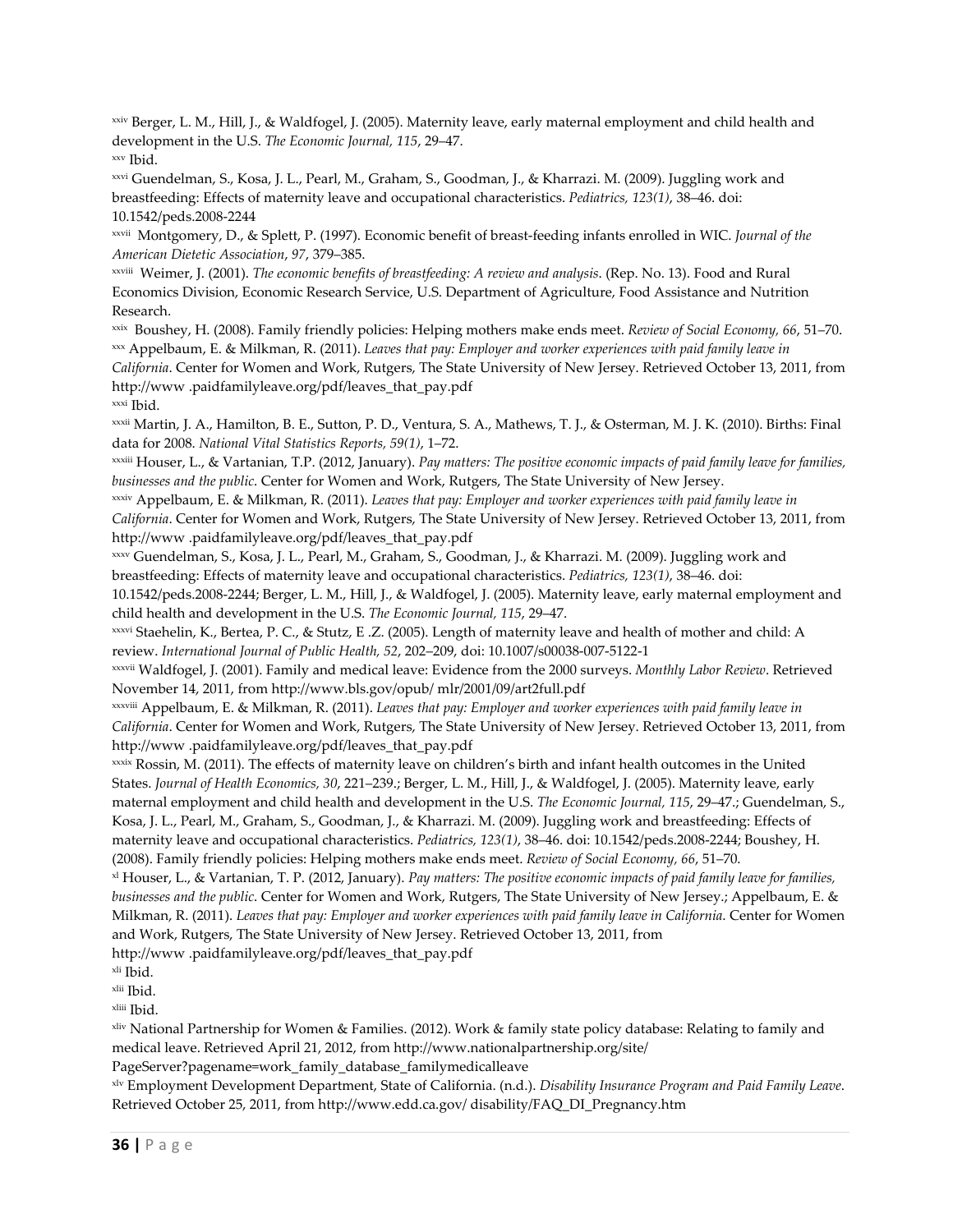[xxiv] Berger, L. M., Hill, J., & Waldfogel, J. (2005). Maternity leave, early maternal employment and child health and development in the U.S. *The Economic Journal, 115*, 29–47.

[xxv] Ibid.

[xxvi] Guendelman, S., Kosa, J. L., Pearl, M., Graham, S., Goodman, J., & Kharrazi. M. (2009). Juggling work and breastfeeding: Effects of maternity leave and occupational characteristics. *Pediatrics, 123(1)*, 38–46. doi: 10.1542/peds.2008-2244

[xxvii] Montgomery, D., & Splett, P. (1997). Economic benefit of breast-feeding infants enrolled in WIC. *Journal of the American Dietetic Association, 97*, 379–385.

[xxviii] Weimer, J. (2001). *The economic benefits of breastfeeding: A review and analysis*. (Rep. No. 13). Food and Rural Economics Division, Economic Research Service, U.S. Department of Agriculture, Food Assistance and Nutrition Research.

[xxix] Boushey, H. (2008). Family friendly policies: Helping mothers make ends meet. *Review of Social Economy, 66*, 51–70.

[xxx] Appelbaum, E. & Milkman, R. (2011). *Leaves that pay: Employer and worker experiences with paid family leave in California*. Center for Women and Work, Rutgers, The State University of New Jersey. Retrieved October 13, 2011, from http://www .paidfamilyleave.org/pdf/leaves_that_pay.pdf

[xxxi] Ibid.

[xxxii] Martin, J. A., Hamilton, B. E., Sutton, P. D., Ventura, S. A., Mathews, T. J., & Osterman, M. J. K. (2010). Births: Final data for 2008. *National Vital Statistics Reports, 59(1)*, 1–72.

[xxxiii] Houser, L., & Vartanian, T.P. (2012, January). *Pay matters: The positive economic impacts of paid family leave for families, businesses and the public*. Center for Women and Work, Rutgers, The State University of New Jersey.

[xxxiv] Appelbaum, E. & Milkman, R. (2011). *Leaves that pay: Employer and worker experiences with paid family leave in California*. Center for Women and Work, Rutgers, The State University of New Jersey. Retrieved October 13, 2011, from http://www .paidfamilyleave.org/pdf/leaves_that_pay.pdf

[xxxv] Guendelman, S., Kosa, J. L., Pearl, M., Graham, S., Goodman, J., & Kharrazi. M. (2009). Juggling work and breastfeeding: Effects of maternity leave and occupational characteristics. *Pediatrics, 123(1)*, 38–46. doi: 10.1542/peds.2008-2244; Berger, L. M., Hill, J., & Waldfogel, J. (2005). Maternity leave, early maternal employment and child health and development in the U.S. *The Economic Journal, 115*, 29–47.

[xxxvi] Staehelin, K., Bertea, P. C., & Stutz, E .Z. (2005). Length of maternity leave and health of mother and child: A review. *International Journal of Public Health, 52*, 202–209, doi: 10.1007/s00038-007-5122-1

[xxxvii] Waldfogel, J. (2001). Family and medical leave: Evidence from the 2000 surveys. *Monthly Labor Review*. Retrieved November 14, 2011, from http://www.bls.gov/opub/ mlr/2001/09/art2full.pdf

[xxxviii] Appelbaum, E. & Milkman, R. (2011). *Leaves that pay: Employer and worker experiences with paid family leave in California*. Center for Women and Work, Rutgers, The State University of New Jersey. Retrieved October 13, 2011, from http://www .paidfamilyleave.org/pdf/leaves_that_pay.pdf

[xxxix] Rossin, M. (2011). The effects of maternity leave on children's birth and infant health outcomes in the United States. *Journal of Health Economics, 30*, 221–239.; Berger, L. M., Hill, J., & Waldfogel, J. (2005). Maternity leave, early maternal employment and child health and development in the U.S. *The Economic Journal, 115*, 29–47.; Guendelman, S., Kosa, J. L., Pearl, M., Graham, S., Goodman, J., & Kharrazi. M. (2009). Juggling work and breastfeeding: Effects of maternity leave and occupational characteristics. *Pediatrics, 123(1)*, 38–46. doi: 10.1542/peds.2008-2244; Boushey, H. (2008). Family friendly policies: Helping mothers make ends meet. *Review of Social Economy, 66*, 51–70.

[xl] Houser, L., & Vartanian, T. P. (2012, January). *Pay matters: The positive economic impacts of paid family leave for families, businesses and the public*. Center for Women and Work, Rutgers, The State University of New Jersey.; Appelbaum, E. & Milkman, R. (2011). *Leaves that pay: Employer and worker experiences with paid family leave in California*. Center for Women and Work, Rutgers, The State University of New Jersey. Retrieved October 13, 2011, from http://www .paidfamilyleave.org/pdf/leaves_that_pay.pdf

[xli] Ibid.

[xlii] Ibid.

[xliii] Ibid.

[xliv] National Partnership for Women & Families. (2012). Work & family state policy database: Relating to family and medical leave. Retrieved April 21, 2012, from http://www.nationalpartnership.org/site/ PageServer?pagename=work_family_database_familymedicalleave

[xlv] Employment Development Department, State of California. (n.d.). *Disability Insurance Program and Paid Family Leave*. Retrieved October 25, 2011, from http://www.edd.ca.gov/ disability/FAQ_DI_Pregnancy.htm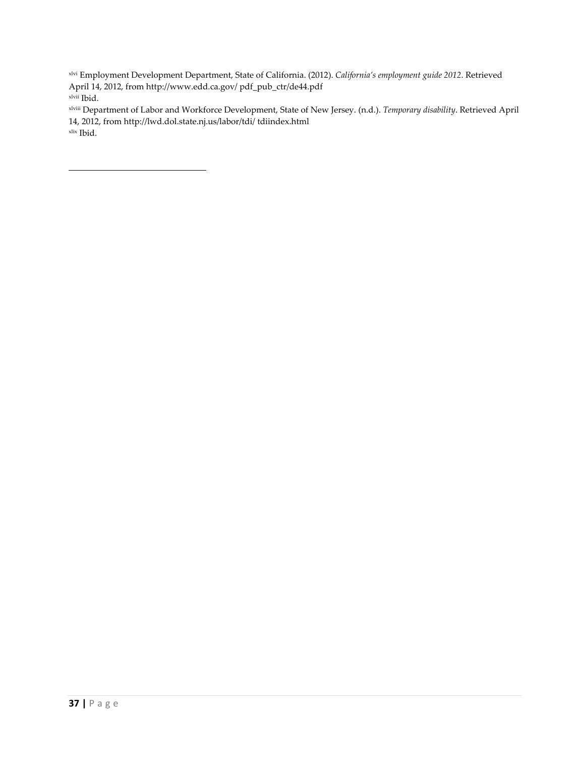[xlvi] Employment Development Department, State of California. (2012). *California's employment guide 2012*. Retrieved April 14, 2012, from http://www.edd.ca.gov/ pdf_pub_ctr/de44.pdf

[xlvii] Ibid.

[xlviii] Department of Labor and Workforce Development, State of New Jersey. (n.d.). *Temporary disability*. Retrieved April 14, 2012, from http://lwd.dol.state.nj.us/labor/tdi/ tdiindex.html

[xlix] Ibid.